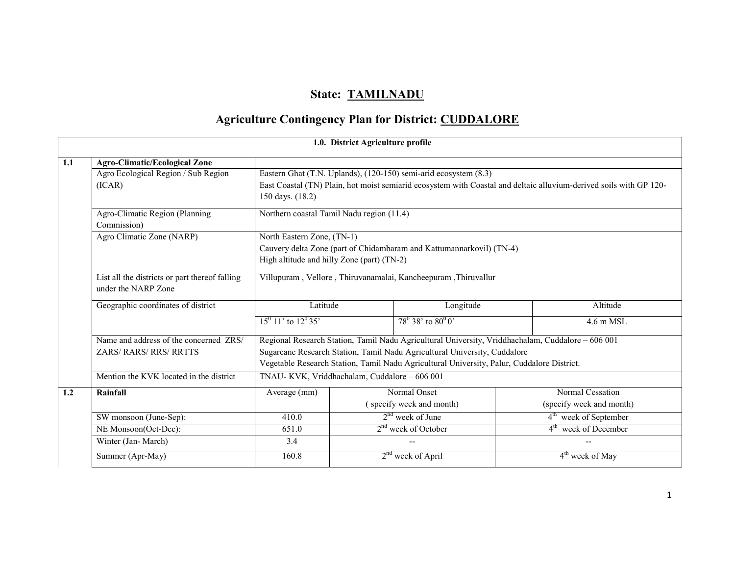# State: TAMILNADU

## Agriculture Contingency Plan for District: CUDDALORE

| 1.0. District Agriculture profile | | | | | |
|---|---|---|---|---|---|
| **1.1** | **Agro-Climatic/Ecological Zone** | | | | |
| | Agro Ecological Region / Sub Region (ICAR) | Eastern Ghat (T.N. Uplands), (120-150) semi-arid ecosystem (8.3)<br>East Coastal (TN) Plain, hot moist semiarid ecosystem with Coastal and deltaic alluvium-derived soils with GP 120-150 days. (18.2) | | | |
| | Agro-Climatic Region (Planning Commission) | Northern coastal Tamil Nadu region (11.4) | | | |
| | Agro Climatic Zone (NARP) | North Eastern Zone, (TN-1)<br>Cauvery delta Zone (part of Chidambaram and Kattumannarkovil) (TN-4)<br>High altitude and hilly Zone (part) (TN-2) | | | |
| | List all the districts or part thereof falling under the NARP Zone | Villupuram , Vellore , Thiruvanamalai, Kancheepuram ,Thiruvallur | | | |
| | Geographic coordinates of district | Latitude | Longitude | Altitude | |
| | | $15^0$ 11' to $12^0$ 35' | $78^0$ 38' to $80^0$ 0' | 4.6 m MSL | |
| | Name and address of the concerned ZRS/ ZARS/ RARS/ RRS/ RRTTS | Regional Research Station, Tamil Nadu Agricultural University, Vriddhachalam, Cuddalore – 606 001<br>Sugarcane Research Station, Tamil Nadu Agricultural University, Cuddalore<br>Vegetable Research Station, Tamil Nadu Agricultural University, Palur, Cuddalore District. | | | |
| | Mention the KVK located in the district | TNAU- KVK, Vriddhachalam, Cuddalore – 606 001 | | | |
| **1.2** | **Rainfall** | Average (mm) | Normal Onset<br>( specify week and month) | Normal Cessation<br>(specify week and month) | |
| | SW monsoon (June-Sep): | 410.0 | 2nd week of June | 4th week of September | |
| | NE Monsoon(Oct-Dec): | 651.0 | 2nd week of October | 4th week of December | |
| | Winter (Jan- March) | 3.4 | -- | -- | |
| | Summer (Apr-May) | 160.8 | 2nd week of April | 4th week of May | |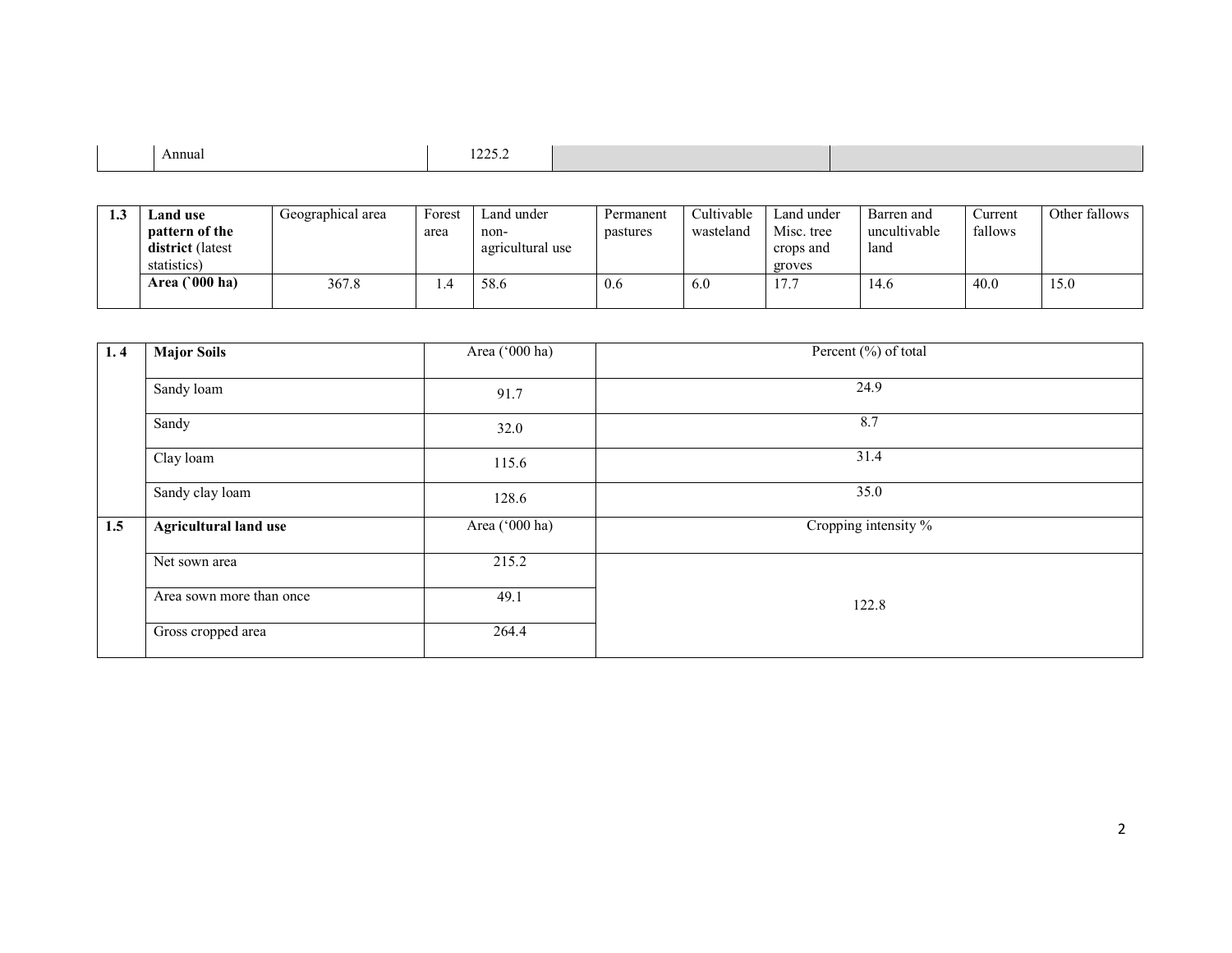| | Annual | 1225.2 | | |
|---|---|---|---|---|

| 1.3 | **Land use pattern of the district** (latest statistics) | Geographical area | Forest area | Land under non-agricultural use | Permanent pastures | Cultivable wasteland | Land under Misc. tree crops and groves | Barren and uncultivable land | Current fallows | Other fallows |
|---|---|---|---|---|---|---|---|---|---|---|
| | **Area (`000 ha)** | 367.8 | 1.4 | 58.6 | 0.6 | 6.0 | 17.7 | 14.6 | 40.0 | 15.0 |

| 1. 4 | **Major Soils** | Area ('000 ha) | Percent (%) of total |
|---|---|---|---|
| | Sandy loam | 91.7 | 24.9 |
| | Sandy | 32.0 | 8.7 |
| | Clay loam | 115.6 | 31.4 |
| | Sandy clay loam | 128.6 | 35.0 |
| **1.5** | **Agricultural land use** | Area ('000 ha) | Cropping intensity % |
| | Net sown area | 215.2 | 122.8 |
| | Area sown more than once | 49.1 | |
| | Gross cropped area | 264.4 | |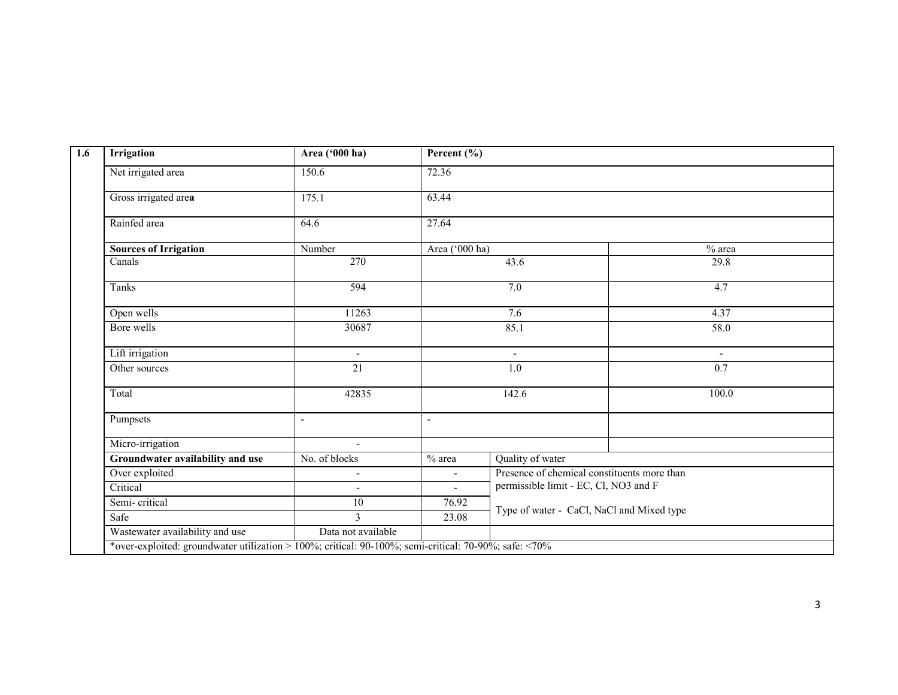| 1.6 | Irrigation | Area ('000 ha) | Percent (%) | | |
|---|---|---|---|---|---|
| | Net irrigated area | 150.6 | 72.36 | | |
| | Gross irrigated area | 175.1 | 63.44 | | |
| | Rainfed area | 64.6 | 27.64 | | |
| | **Sources of Irrigation** | Number | Area ('000 ha) | | % area |
| | Canals | 270 | 43.6 | | 29.8 |
| | Tanks | 594 | 7.0 | | 4.7 |
| | Open wells | 11263 | 7.6 | | 4.37 |
| | Bore wells | 30687 | 85.1 | | 58.0 |
| | Lift irrigation | - | - | | - |
| | Other sources | 21 | 1.0 | | 0.7 |
| | Total | 42835 | 142.6 | | 100.0 |
| | Pumpsets | - | - | | |
| | Micro-irrigation | - | | | |
| | **Groundwater availability and use** | No. of blocks | % area | Quality of water | |
| | Over exploited | - | - | Presence of chemical constituents more than permissible limit - EC, Cl, $NO_3$ and F | |
| | Critical | - | - | | |
| | Semi- critical | 10 | 76.92 | Type of water - CaCl, NaCl and Mixed type | |
| | Safe | 3 | 23.08 | | |
| | Wastewater availability and use | Data not available | | | |
| | *over-exploited: groundwater utilization > 100%; critical: 90-100%; semi-critical: 70-90%; safe: <70% | | | | |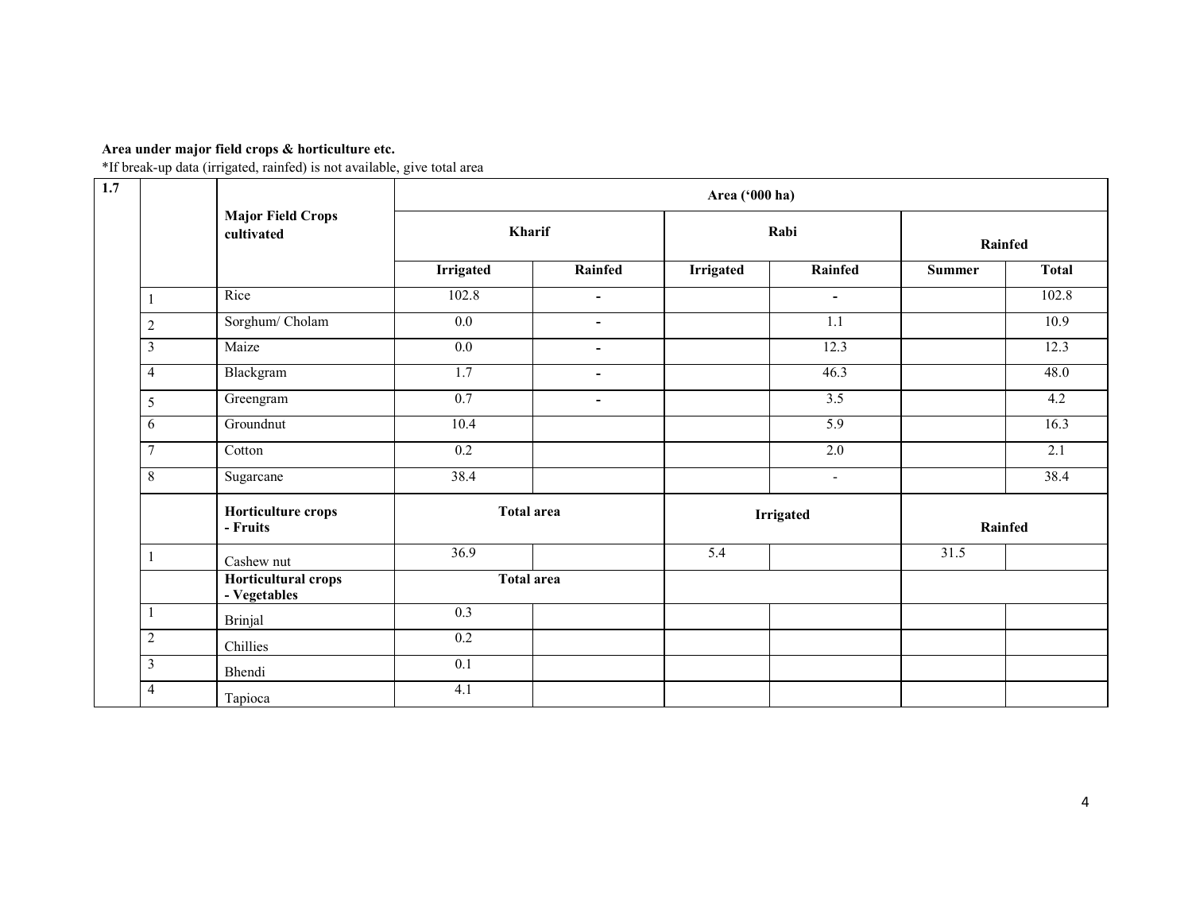**Area under major field crops & horticulture etc.**

*If break-up data (irrigated, rainfed) is not available, give total area

| 1.7 | | Major Field Crops cultivated | Area ('000 ha) | | | | | |
|---|---|---|---|---|---|---|---|---|
| | | | Kharif | | Rabi | | Rainfed | |
| | | | Irrigated | Rainfed | Irrigated | Rainfed | Summer | Total |
| | 1 | Rice | 102.8 | - | | - | | 102.8 |
| | 2 | Sorghum/ Cholam | 0.0 | - | | 1.1 | | 10.9 |
| | 3 | Maize | 0.0 | - | | 12.3 | | 12.3 |
| | 4 | Blackgram | 1.7 | - | | 46.3 | | 48.0 |
| | 5 | Greengram | 0.7 | - | | 3.5 | | 4.2 |
| | 6 | Groundnut | 10.4 | | | 5.9 | | 16.3 |
| | 7 | Cotton | 0.2 | | | 2.0 | | 2.1 |
| | 8 | Sugarcane | 38.4 | | | - | | 38.4 |
| | | **Horticulture crops - Fruits** | **Total area** | | **Irrigated** | | **Rainfed** | |
| | 1 | Cashew nut | 36.9 | | 5.4 | | 31.5 | |
| | | **Horticultural crops - Vegetables** | **Total area** | | | | | |
| | 1 | Brinjal | 0.3 | | | | | |
| | 2 | Chillies | 0.2 | | | | | |
| | 3 | Bhendi | 0.1 | | | | | |
| | 4 | Tapioca | 4.1 | | | | | |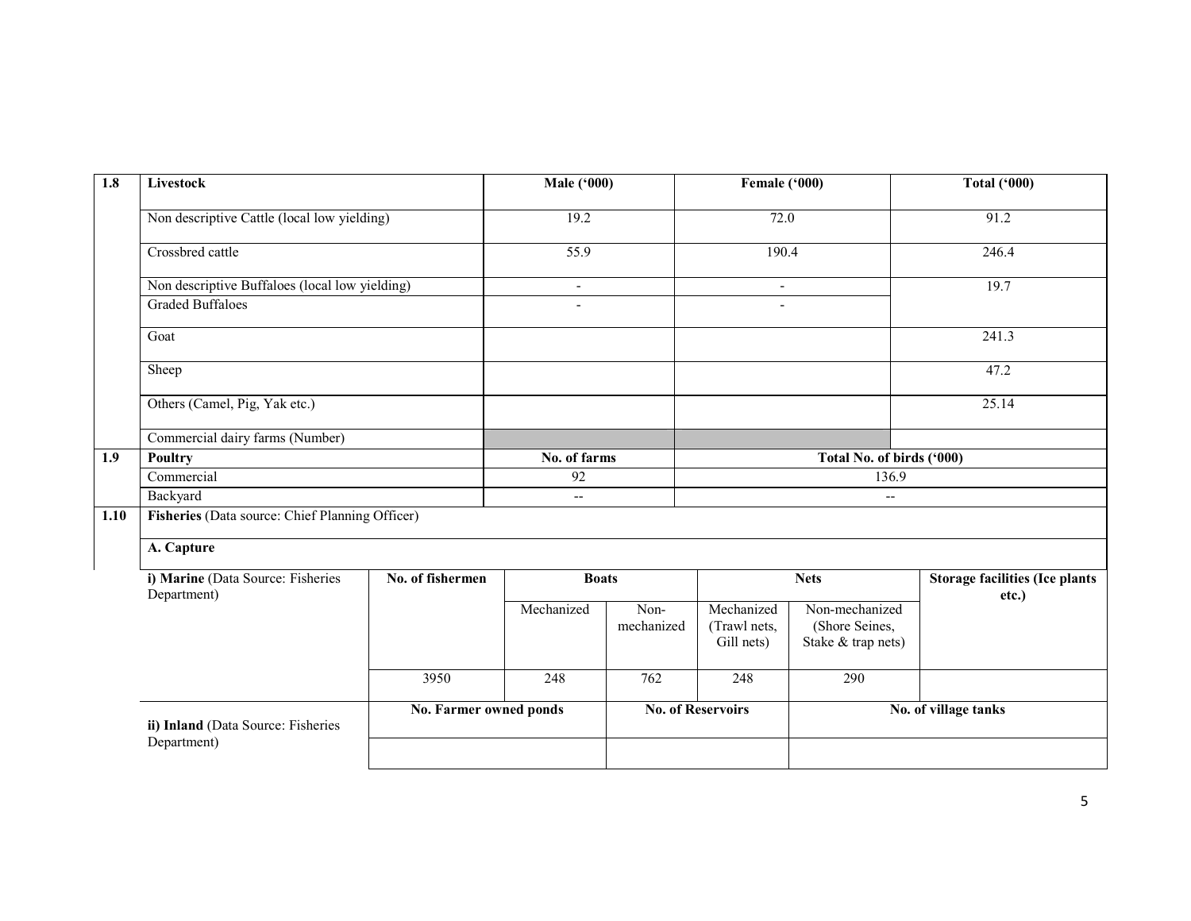| 1.8 | Livestock | Male ('000) | Female ('000) | Total ('000) |
|---|---|---|---|---|
| | Non descriptive Cattle (local low yielding) | 19.2 | 72.0 | 91.2 |
| | Crossbred cattle | 55.9 | 190.4 | 246.4 |
| | Non descriptive Buffaloes (local low yielding) | - | - | 19.7 |
| | Graded Buffaloes | - | - | |
| | Goat | | | 241.3 |
| | Sheep | | | 47.2 |
| | Others (Camel, Pig, Yak etc.) | | | 25.14 |
| | Commercial dairy farms (Number) | | | |
| **1.9** | **Poultry** | **No. of farms** | **Total No. of birds ('000)** | |
| | Commercial | 92 | 136.9 | |
| | Backyard | -- | -- | |

**1.10 Fisheries** (Data source: Chief Planning Officer)

**A. Capture**

| i) Marine (Data Source: Fisheries Department) | No. of fishermen | Boats | | Nets | | Storage facilities (Ice plants etc.) |
|---|---|---|---|---|---|---|
| | | Mechanized | Non-mechanized | Mechanized (Trawl nets, Gill nets) | Non-mechanized (Shore Seines, Stake & trap nets) | |
| | 3950 | 248 | 762 | 248 | 290 | |

| ii) Inland (Data Source: Fisheries Department) | No. Farmer owned ponds | No. of Reservoirs | No. of village tanks |
|---|---|---|---|
| | | | |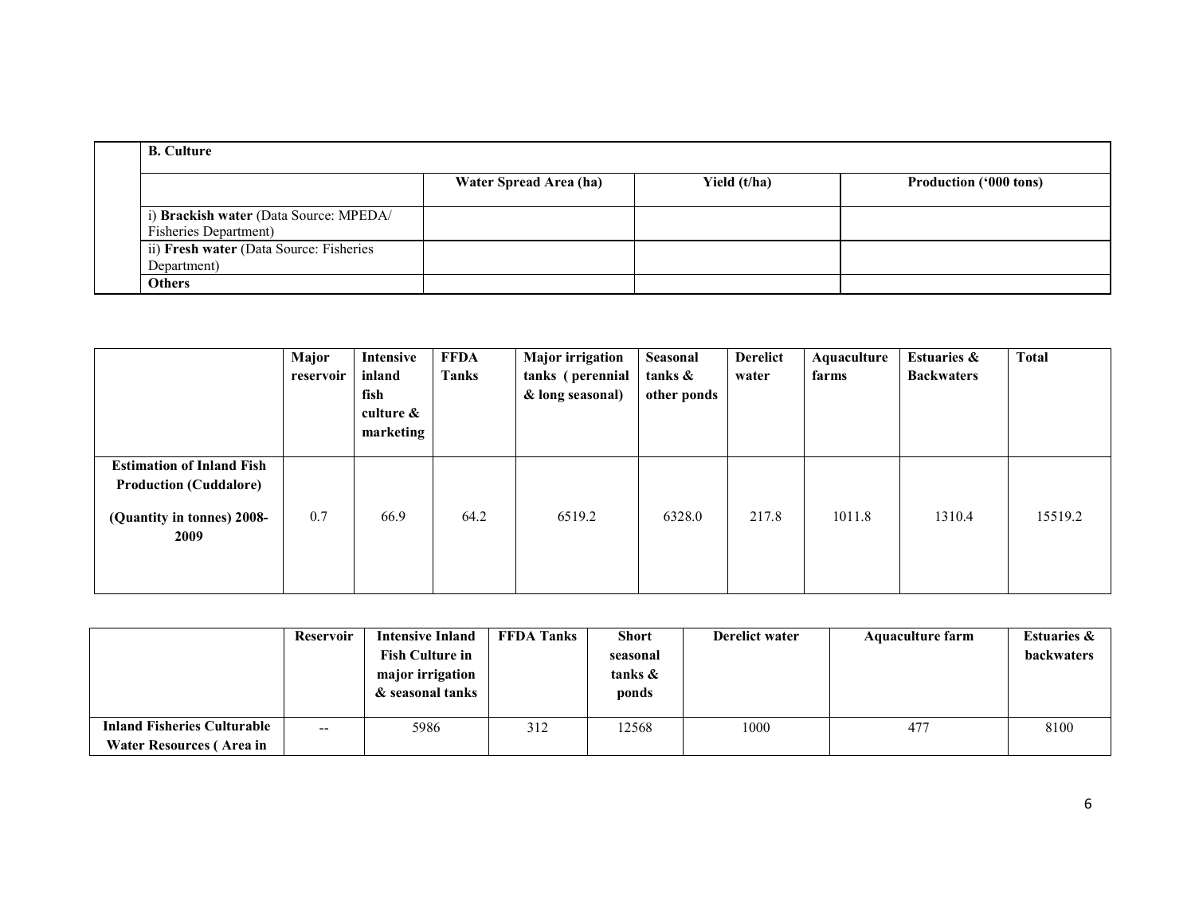| B. Culture | | | |
|---|---|---|---|
| | Water Spread Area (ha) | Yield (t/ha) | Production ('000 tons) |
| i) **Brackish water** (Data Source: MPEDA/ Fisheries Department) | | | |
| ii) **Fresh water** (Data Source: Fisheries Department) | | | |
| **Others** | | | |

| | Major reservoir | Intensive inland fish culture & marketing | FFDA Tanks | Major irrigation tanks (perennial & long seasonal) | Seasonal tanks & other ponds | Derelict water | Aquaculture farms | Estuaries & Backwaters | Total |
|---|---|---|---|---|---|---|---|---|---|
| **Estimation of Inland Fish Production (Cuddalore)** **(Quantity in tonnes) 2008-2009** | 0.7 | 66.9 | 64.2 | 6519.2 | 6328.0 | 217.8 | 1011.8 | 1310.4 | 15519.2 |

| | Reservoir | Intensive Inland Fish Culture in major irrigation & seasonal tanks | FFDA Tanks | Short seasonal tanks & ponds | Derelict water | Aquaculture farm | Estuaries & backwaters |
|---|---|---|---|---|---|---|---|
| **Inland Fisheries Culturable Water Resources ( Area in** | -- | 5986 | 312 | 12568 | 1000 | 477 | 8100 |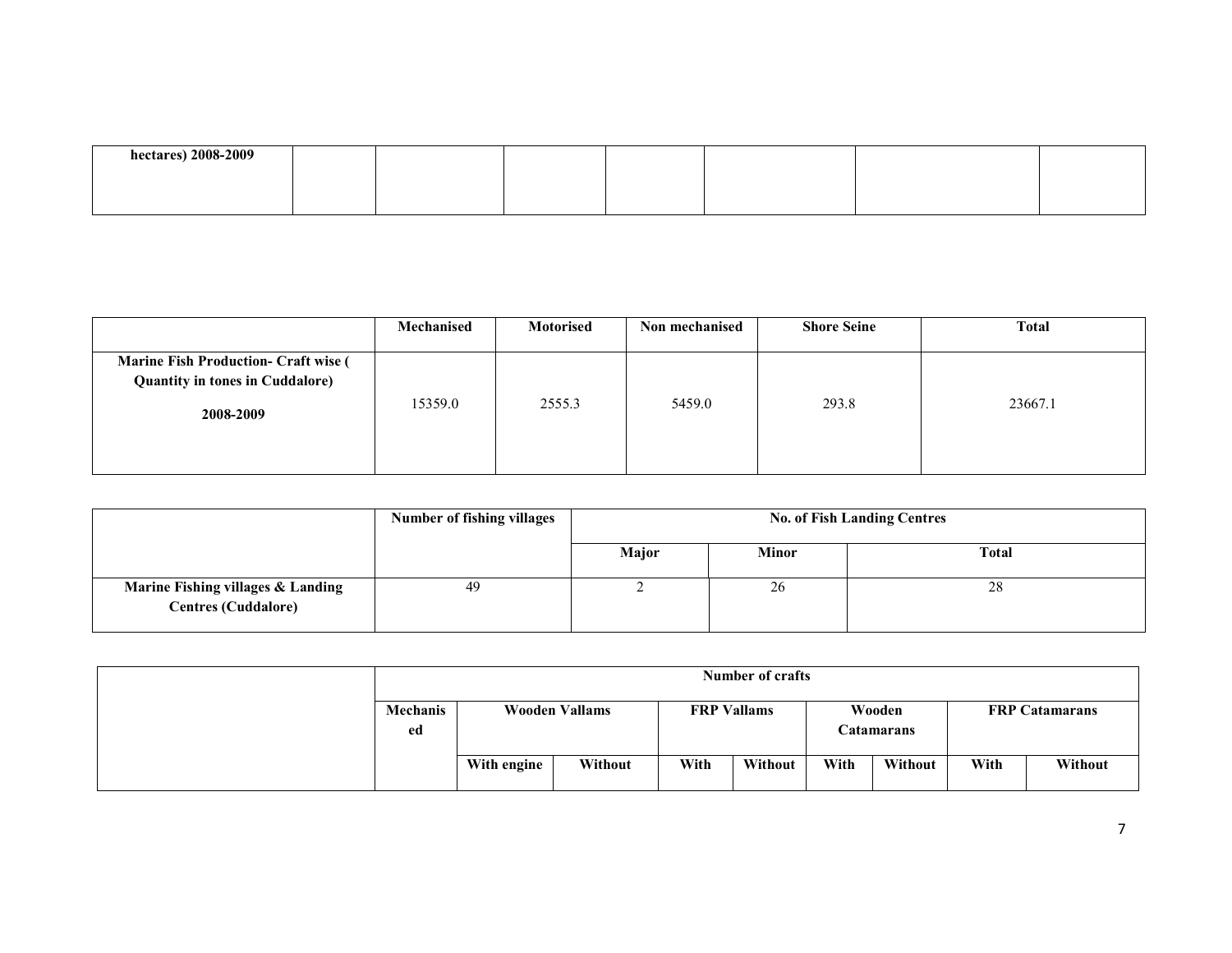| hectares) 2008-2009 | | | | | | | |
|---|---|---|---|---|---|---|---|

| | Mechanised | Motorised | Non mechanised | Shore Seine | Total |
|---|---|---|---|---|---|
| **Marine Fish Production- Craft wise ( Quantity in tones in Cuddalore) 2008-2009** | 15359.0 | 2555.3 | 5459.0 | 293.8 | 23667.1 |

| | Number of fishing villages | No. of Fish Landing Centres | | |
|---|---|---|---|---|
| | | Major | Minor | Total |
| **Marine Fishing villages & Landing Centres (Cuddalore)** | 49 | 2 | 26 | 28 |

| | Number of crafts | | | | | | | | |
|---|---|---|---|---|---|---|---|---|---|
| | Mechanised | Wooden Vallams | | FRP Vallams | | Wooden Catamarans | | FRP Catamarans | |
| | | With engine | Without | With | Without | With | Without | With | Without |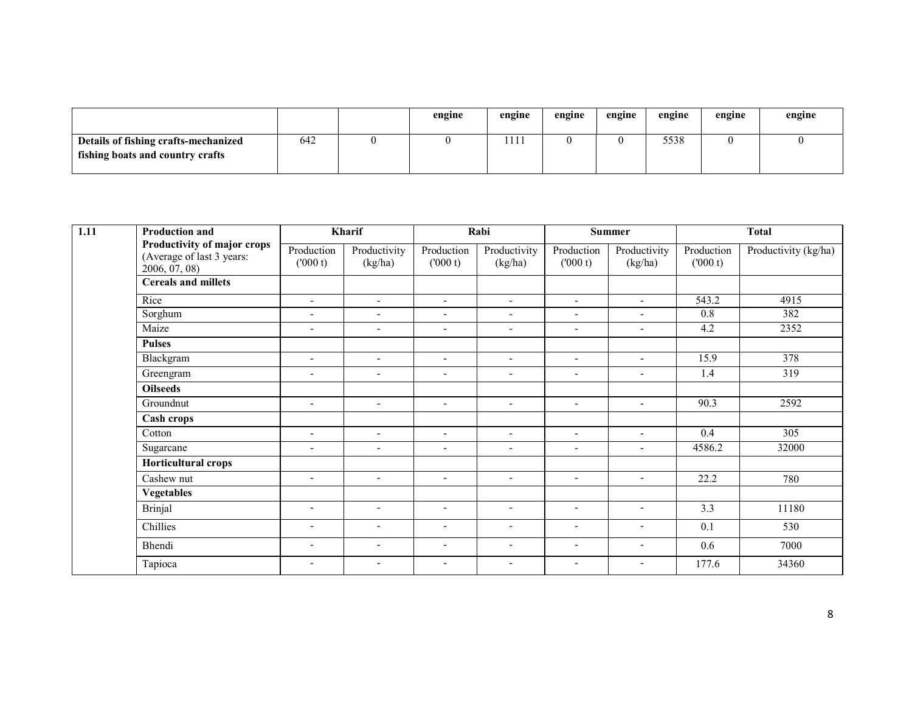| | | | engine | engine | engine | engine | engine | engine | engine |
|---|---|---|---|---|---|---|---|---|---|
| **Details of fishing crafts-mechanized fishing boats and country crafts** | 642 | 0 | 0 | 1111 | 0 | 0 | 5538 | 0 | 0 |

| 1.11 | Production and Productivity of major crops (Average of last 3 years: 2006, 07, 08) | Kharif | | Rabi | | Summer | | Total | |
|---|---|---|---|---|---|---|---|---|---|
| | | Production ('000 t) | Productivity (kg/ha) | Production ('000 t) | Productivity (kg/ha) | Production ('000 t) | Productivity (kg/ha) | Production ('000 t) | Productivity (kg/ha) |
| | **Cereals and millets** | | | | | | | | |
| | Rice | - | - | - | - | - | - | 543.2 | 4915 |
| | Sorghum | - | - | - | - | - | - | 0.8 | 382 |
| | Maize | - | - | - | - | - | - | 4.2 | 2352 |
| | **Pulses** | | | | | | | | |
| | Blackgram | - | - | - | - | - | - | 15.9 | 378 |
| | Greengram | - | - | - | - | - | - | 1.4 | 319 |
| | **Oilseeds** | | | | | | | | |
| | Groundnut | - | - | - | - | - | - | 90.3 | 2592 |
| | **Cash crops** | | | | | | | | |
| | Cotton | - | - | - | - | - | - | 0.4 | 305 |
| | Sugarcane | - | - | - | - | - | - | 4586.2 | 32000 |
| | **Horticultural crops** | | | | | | | | |
| | Cashew nut | - | - | - | - | - | - | 22.2 | 780 |
| | **Vegetables** | | | | | | | | |
| | Brinjal | - | - | - | - | - | - | 3.3 | 11180 |
| | Chillies | - | - | - | - | - | - | 0.1 | 530 |
| | Bhendi | - | - | - | - | - | - | 0.6 | 7000 |
| | Tapioca | - | - | - | - | - | - | 177.6 | 34360 |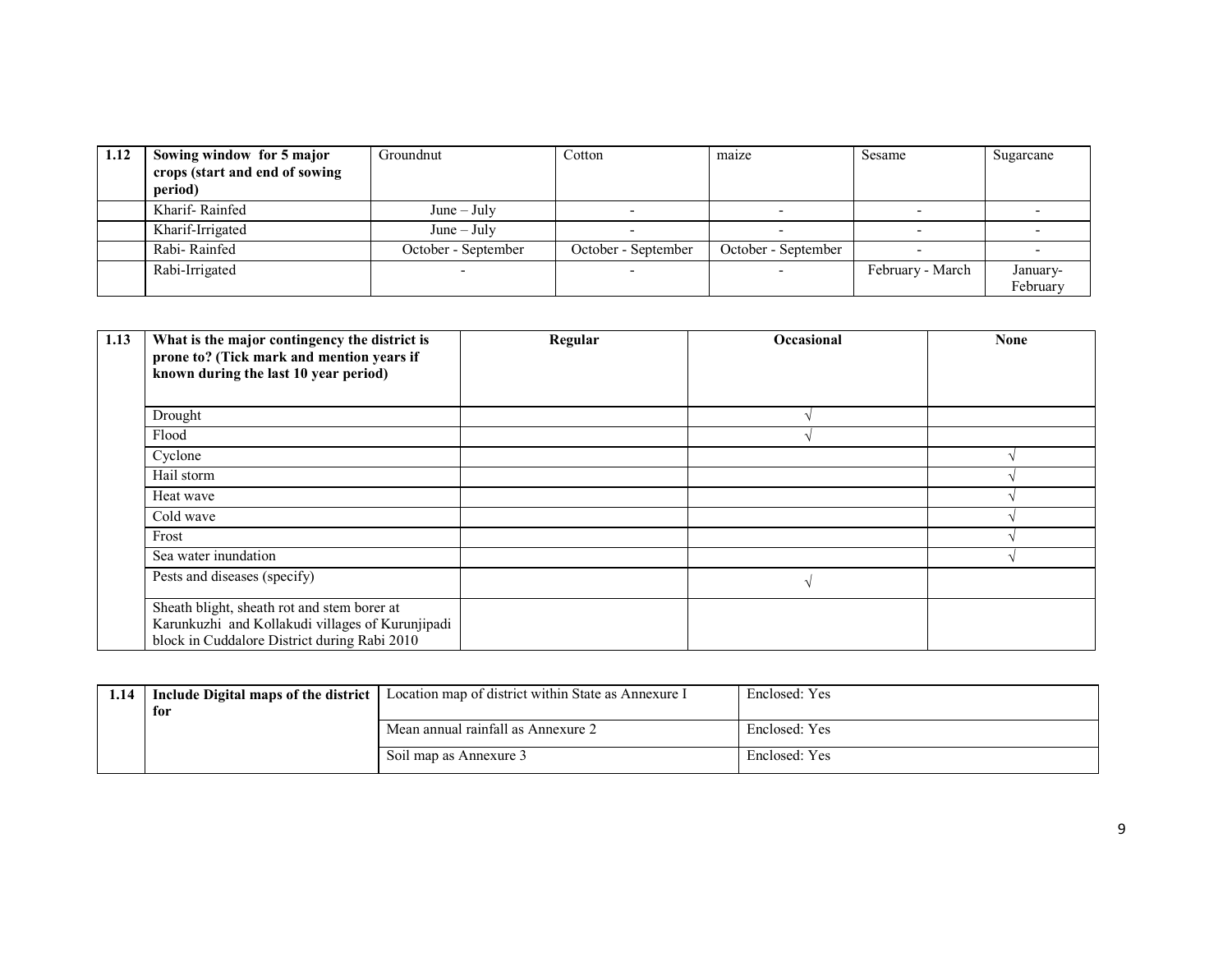| 1.12 | Sowing window for 5 major crops (start and end of sowing period) | Groundnut | Cotton | maize | Sesame | Sugarcane |
|---|---|---|---|---|---|---|
| | Kharif- Rainfed | June – July | - | - | - | - |
| | Kharif-Irrigated | June – July | - | - | - | - |
| | Rabi- Rainfed | October - September | October - September | October - September | - | - |
| | Rabi-Irrigated | - | - | - | February - March | January-February |

| 1.13 | What is the major contingency the district is prone to? (Tick mark and mention years if known during the last 10 year period) | Regular | Occasional | None |
|---|---|---|---|---|
| | Drought | | √ | |
| | Flood | | √ | |
| | Cyclone | | | √ |
| | Hail storm | | | √ |
| | Heat wave | | | √ |
| | Cold wave | | | √ |
| | Frost | | | √ |
| | Sea water inundation | | | √ |
| | Pests and diseases (specify) | | √ | |
| | Sheath blight, sheath rot and stem borer at Karunkuzhi and Kollakudi villages of Kurunjipadi block in Cuddalore District during Rabi 2010 | | | |

| 1.14 | Include Digital maps of the district for | Location map of district within State as Annexure I | Enclosed: Yes |
|---|---|---|---|
| | | Mean annual rainfall as Annexure 2 | Enclosed: Yes |
| | | Soil map as Annexure 3 | Enclosed: Yes |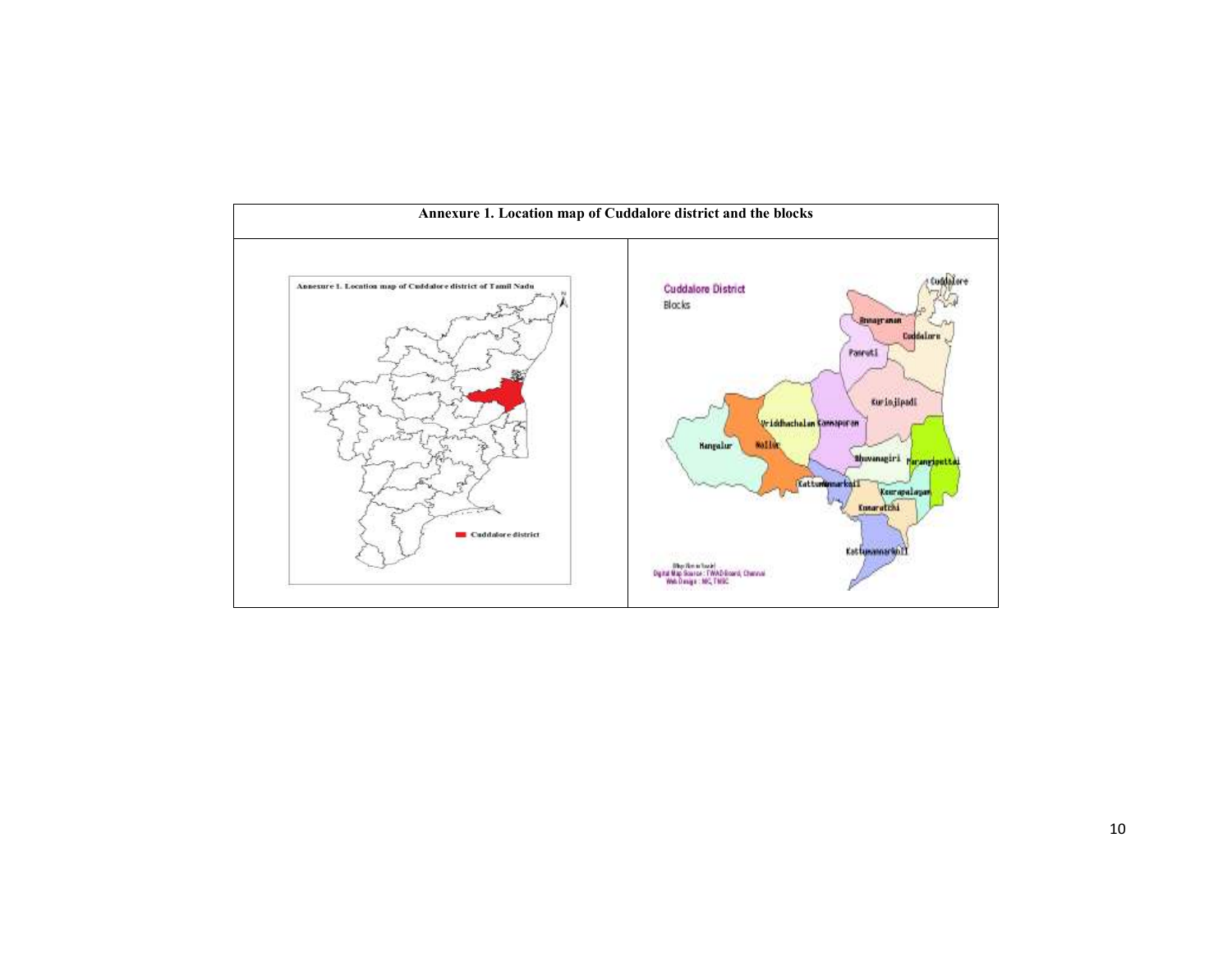| Annexure 1. Location map of Cuddalore district and the blocks | |
| --- | --- |
| | |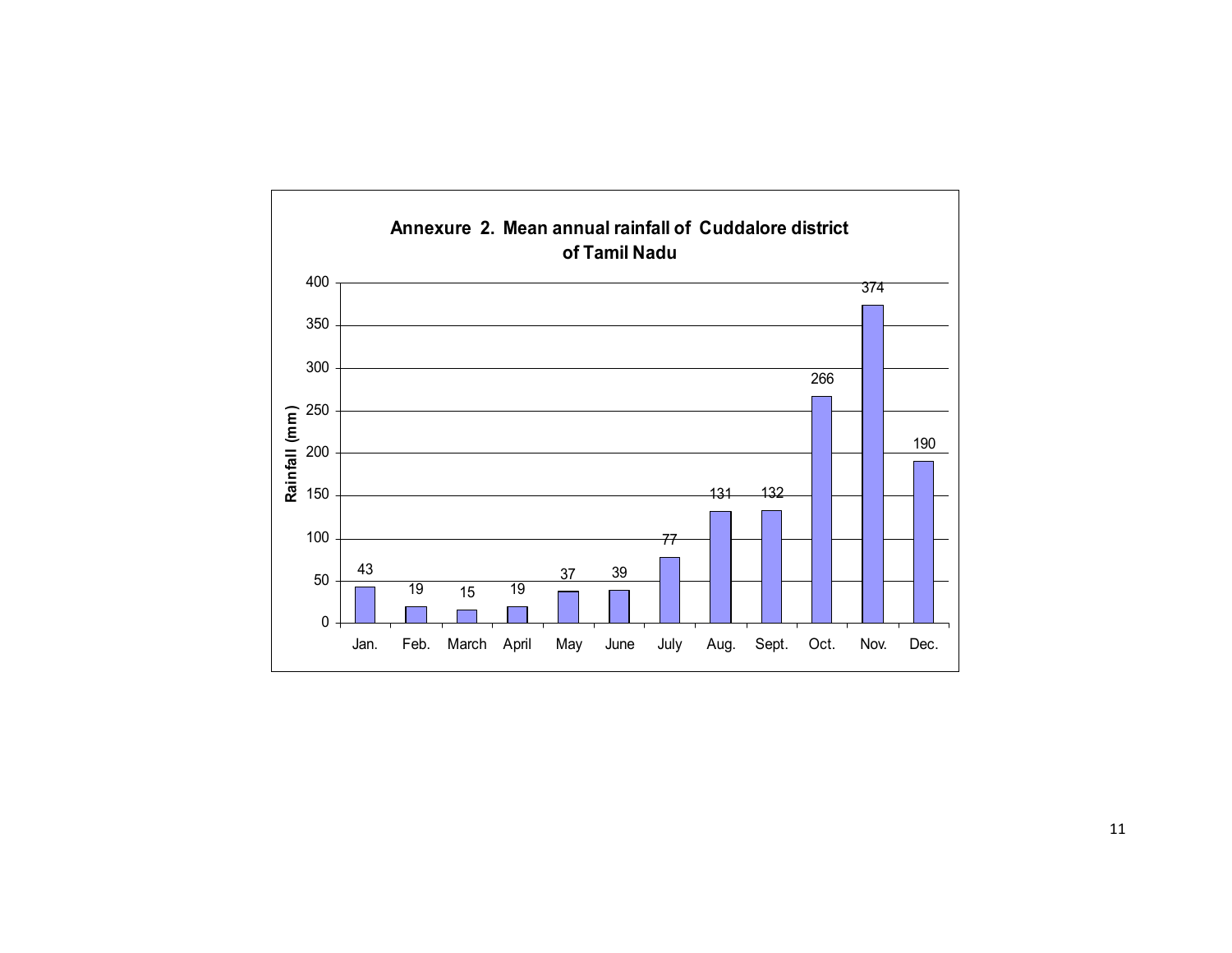**Annexure 2. Mean annual rainfall of Cuddalore district of Tamil Nadu**

| Month | Rainfall (mm) |
|---|---|
| Jan. | 43 |
| Feb. | 19 |
| March | 15 |
| April | 19 |
| May | 37 |
| June | 39 |
| July | 77 |
| Aug. | 131 |
| Sept. | 132 |
| Oct. | 266 |
| Nov. | 374 |
| Dec. | 190 |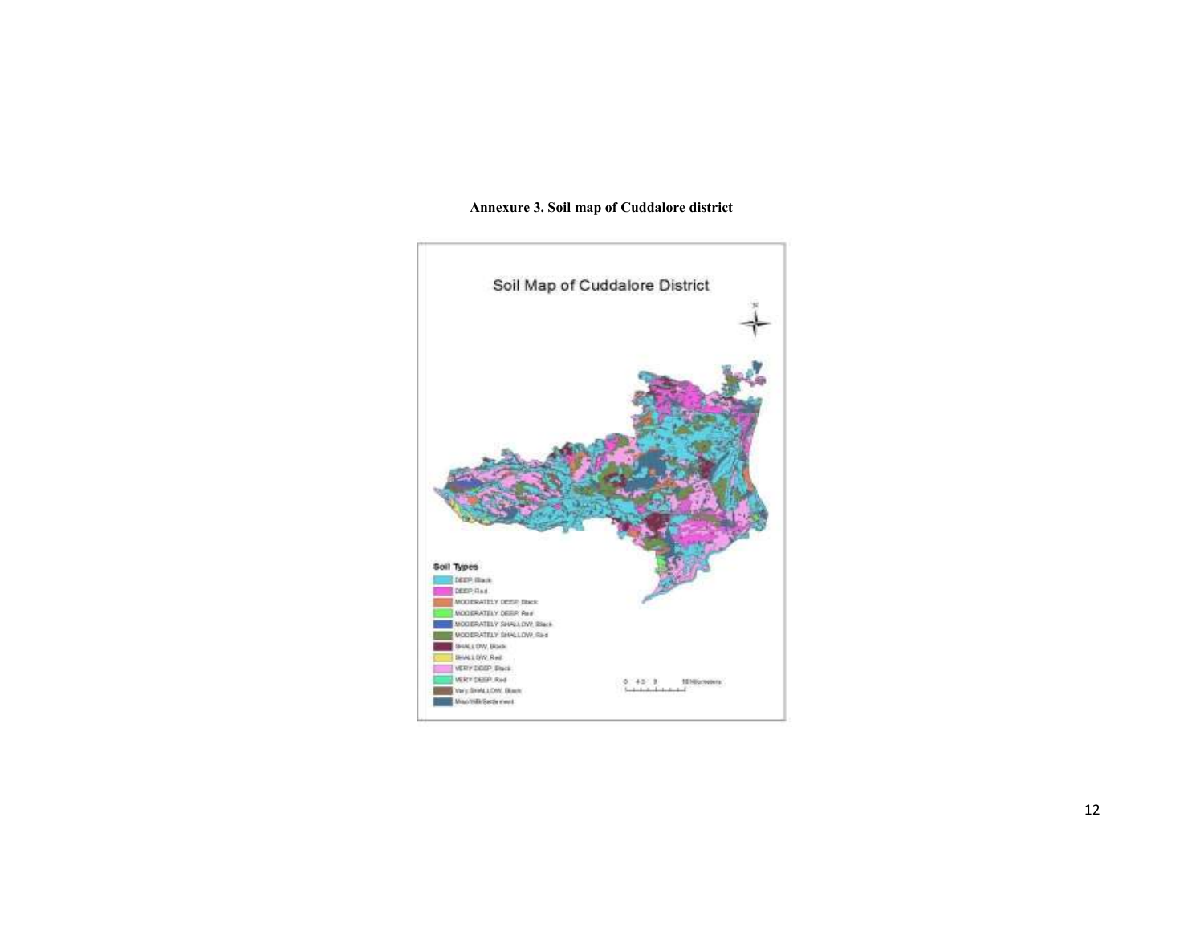**Annexure 3. Soil map of Cuddalore district**

Soil Map of Cuddalore District

**Soil Types**

- DEEP, Black
- DEEP, Red
- MODERATELY DEEP, Black
- MODERATELY DEEP, Red
- MODERATELY SHALLOW, Black
- MODERATELY SHALLOW, Red
- SHALLOW, Black
- SHALLOW, Red
- VERY DEEP, Black
- VERY DEEP, Red
- Very SHALLOW, Black
- Misc/Hill/Settlement

0 4.5 9 18 Kilometers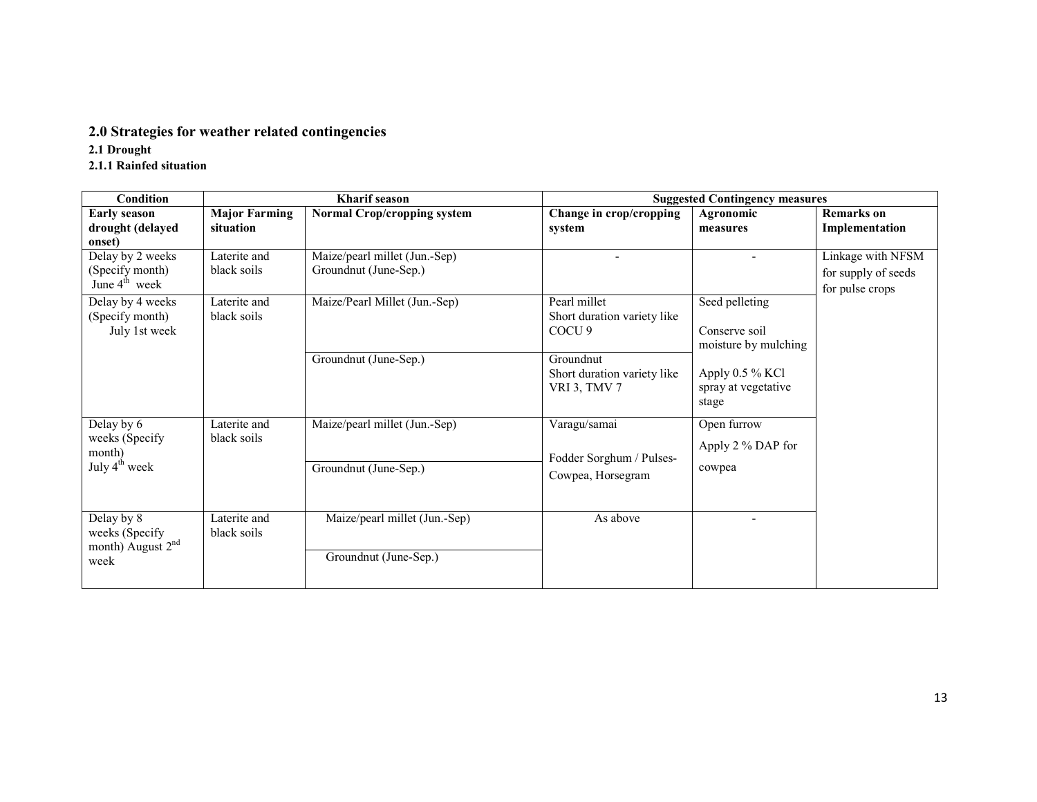## 2.0 Strategies for weather related contingencies

### 2.1 Drought

#### 2.1.1 Rainfed situation

| Condition | Kharif season | | Suggested Contingency measures | | |
|---|---|---|---|---|---|
| **Early season drought (delayed onset)** | **Major Farming situation** | **Normal Crop/cropping system** | **Change in crop/cropping system** | **Agronomic measures** | **Remarks on Implementation** |
| Delay by 2 weeks (Specify month) June 4th week | Laterite and black soils | Maize/pearl millet (Jun.-Sep) Groundnut (June-Sep.) | - | - | Linkage with NFSM for supply of seeds for pulse crops |
| Delay by 4 weeks (Specify month) July 1st week | Laterite and black soils | Maize/Pearl Millet (Jun.-Sep) | Pearl millet Short duration variety like COCU 9 | Seed pelleting<br>Conserve soil moisture by mulching<br>Apply 0.5 % KCl spray at vegetative stage | |
| | | Groundnut (June-Sep.) | Groundnut Short duration variety like VRI 3, TMV 7 | | |
| Delay by 6 weeks (Specify month) July 4th week | Laterite and black soils | Maize/pearl millet (Jun.-Sep) | Varagu/samai<br>Fodder Sorghum / Pulses-Cowpea, Horsegram | Open furrow<br>Apply 2 % DAP for cowpea | |
| | | Groundnut (June-Sep.) | | | |
| Delay by 8 weeks (Specify month) August 2nd week | Laterite and black soils | Maize/pearl millet (Jun.-Sep) | As above | - | |
| | | Groundnut (June-Sep.) | | | |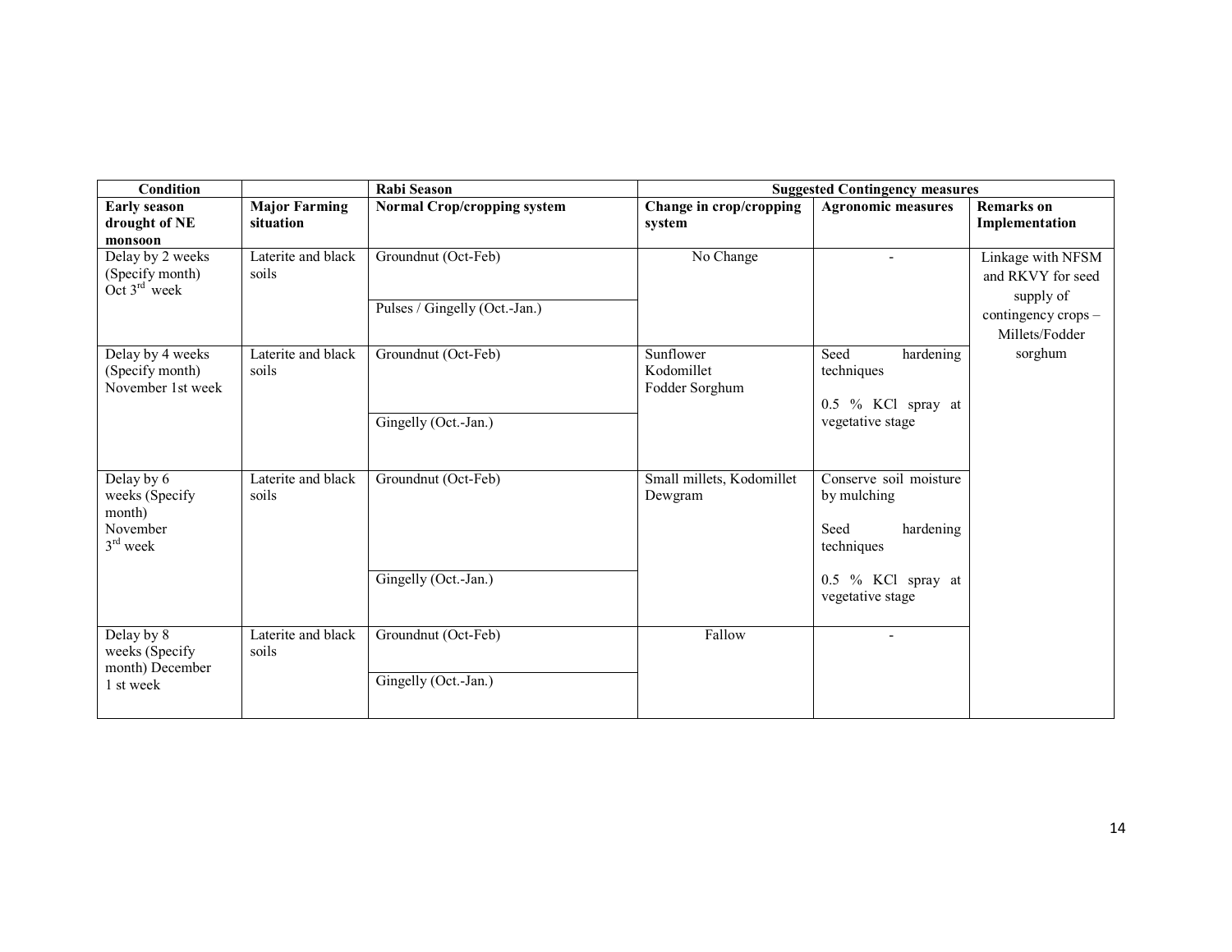| Condition | | Rabi Season | Suggested Contingency measures | | |
|---|---|---|---|---|---|
| **Early season drought of NE monsoon** | **Major Farming situation** | **Normal Crop/cropping system** | **Change in crop/cropping system** | **Agronomic measures** | **Remarks on Implementation** |
| Delay by 2 weeks (Specify month) Oct 3rd week | Laterite and black soils | Groundnut (Oct-Feb) | No Change | - | Linkage with NFSM and RKVY for seed supply of contingency crops – Millets/Fodder sorghum |
| | | Pulses / Gingelly (Oct.-Jan.) | | | |
| Delay by 4 weeks (Specify month) November 1st week | Laterite and black soils | Groundnut (Oct-Feb) | Sunflower<br>Kodomillet<br>Fodder Sorghum | Seed hardening techniques<br><br>0.5 % KCl spray at vegetative stage | |
| | | Gingelly (Oct.-Jan.) | | | |
| Delay by 6 weeks (Specify month) November 3rd week | Laterite and black soils | Groundnut (Oct-Feb) | Small millets, Kodomillet Dewgram | Conserve soil moisture by mulching<br><br>Seed hardening techniques<br><br>0.5 % KCl spray at vegetative stage | |
| | | Gingelly (Oct.-Jan.) | | | |
| Delay by 8 weeks (Specify month) December 1 st week | Laterite and black soils | Groundnut (Oct-Feb) | Fallow | - | |
| | | Gingelly (Oct.-Jan.) | | | |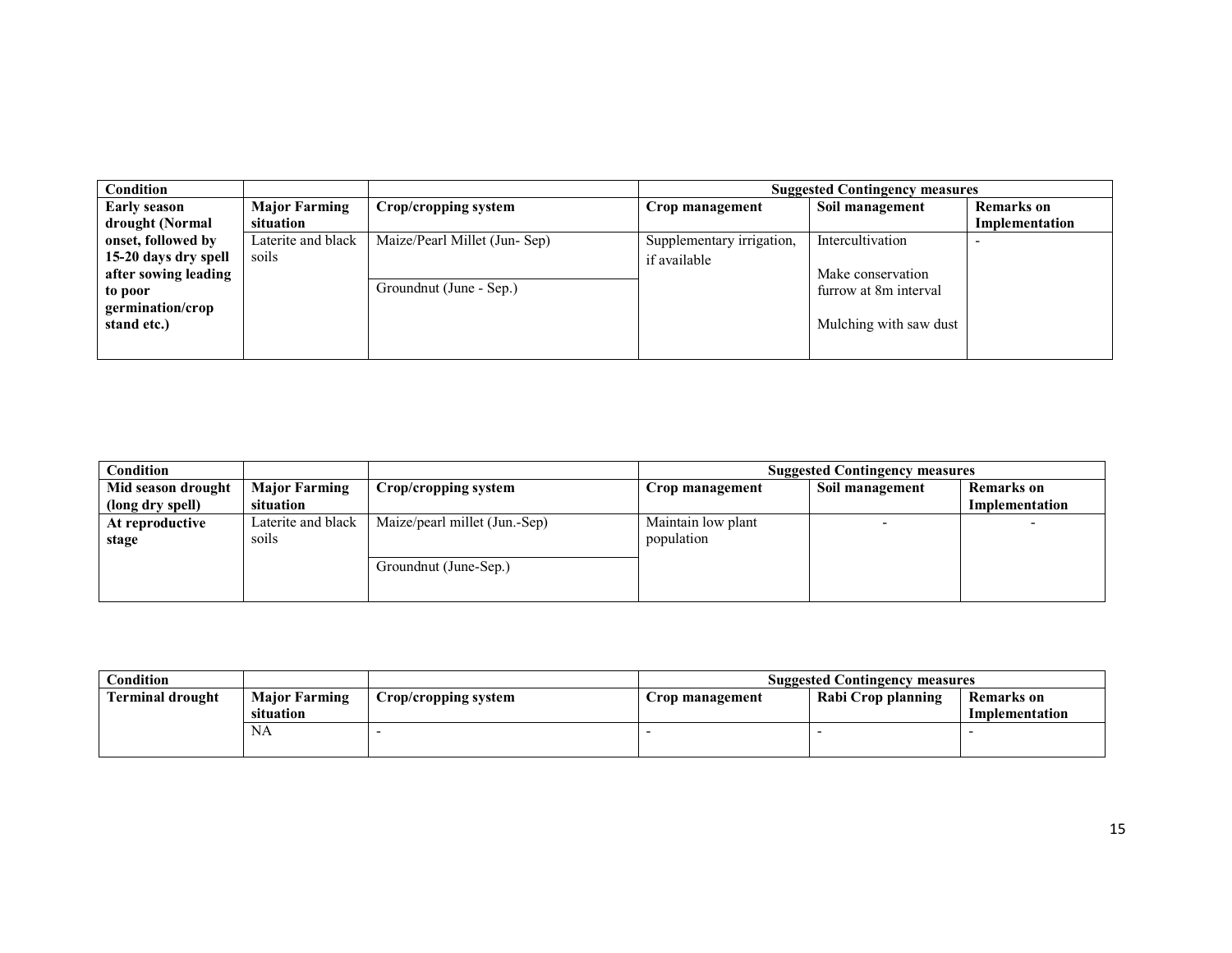| Condition | | | Suggested Contingency measures | | |
|---|---|---|---|---|---|
| **Early season drought (Normal onset, followed by 15-20 days dry spell after sowing leading to poor germination/crop stand etc.)** | **Major Farming situation** | **Crop/cropping system** | **Crop management** | **Soil management** | **Remarks on Implementation** |
| | Laterite and black soils | Maize/Pearl Millet (Jun- Sep) | Supplementary irrigation, if available | Intercultivation<br><br>Make conservation furrow at 8m interval<br><br>Mulching with saw dust | - |
| | | Groundnut (June - Sep.) | | | |

| Condition | | | Suggested Contingency measures | | |
|---|---|---|---|---|---|
| **Mid season drought (long dry spell)** | **Major Farming situation** | **Crop/cropping system** | **Crop management** | **Soil management** | **Remarks on Implementation** |
| **At reproductive stage** | Laterite and black soils | Maize/pearl millet (Jun.-Sep) | Maintain low plant population | - | - |
| | | Groundnut (June-Sep.) | | | |

| Condition | | | Suggested Contingency measures | | |
|---|---|---|---|---|---|
| **Terminal drought** | **Major Farming situation** | **Crop/cropping system** | **Crop management** | **Rabi Crop planning** | **Remarks on Implementation** |
| | NA | - | - | - | - |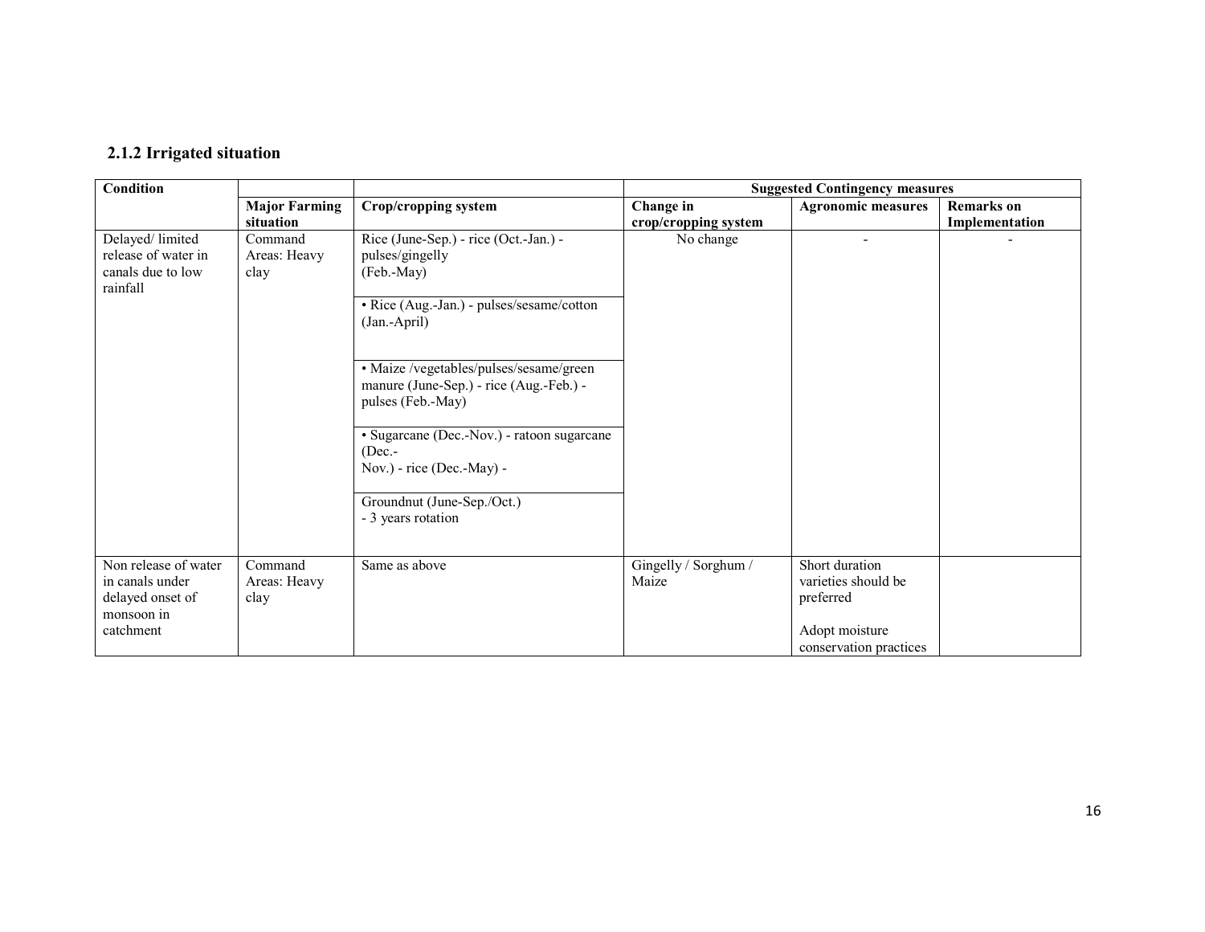### 2.1.2 Irrigated situation

| Condition | | | Suggested Contingency measures | | |
|---|---|---|---|---|---|
| | **Major Farming situation** | **Crop/cropping system** | **Change in crop/cropping system** | **Agronomic measures** | **Remarks on Implementation** |
| Delayed/ limited release of water in canals due to low rainfall | Command Areas: Heavy clay | Rice (June-Sep.) - rice (Oct.-Jan.) - pulses/gingelly (Feb.-May) | No change | - | - |
| | | • Rice (Aug.-Jan.) - pulses/sesame/cotton (Jan.-April) | | | |
| | | • Maize /vegetables/pulses/sesame/green manure (June-Sep.) - rice (Aug.-Feb.) - pulses (Feb.-May) | | | |
| | | • Sugarcane (Dec.-Nov.) - ratoon sugarcane (Dec.-Nov.) - rice (Dec.-May) - | | | |
| | | Groundnut (June-Sep./Oct.) - 3 years rotation | | | |
| Non release of water in canals under delayed onset of monsoon in catchment | Command Areas: Heavy clay | Same as above | Gingelly / Sorghum / Maize | Short duration varieties should be preferred<br><br>Adopt moisture conservation practices | |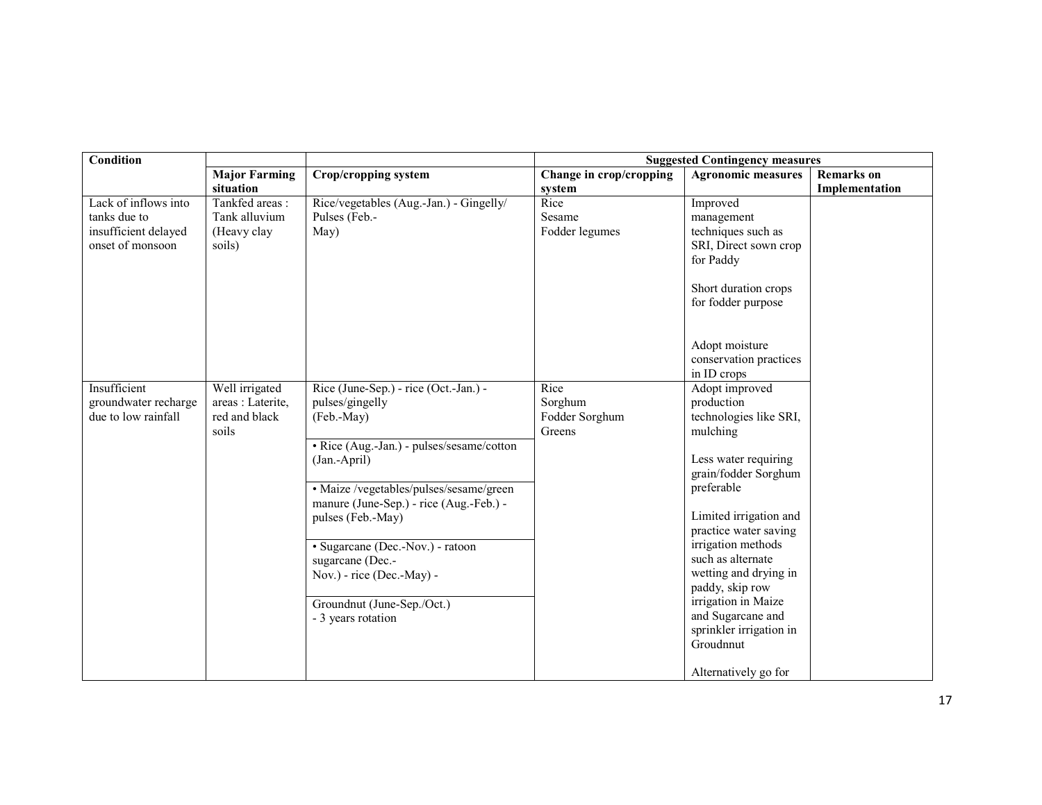| Condition | | | Suggested Contingency measures | | |
|---|---|---|---|---|---|
| | Major Farming situation | Crop/cropping system | Change in crop/cropping system | Agronomic measures | Remarks on Implementation |
| Lack of inflows into tanks due to insufficient delayed onset of monsoon | Tankfed areas : Tank alluvium (Heavy clay soils) | Rice/vegetables (Aug.-Jan.) - Gingelly/ Pulses (Feb.- May) | Rice<br>Sesame<br>Fodder legumes | Improved management techniques such as SRI, Direct sown crop for Paddy<br><br>Short duration crops for fodder purpose<br><br>Adopt moisture conservation practices in ID crops | |
| Insufficient groundwater recharge due to low rainfall | Well irrigated areas : Laterite, red and black soils | Rice (June-Sep.) - rice (Oct.-Jan.) - pulses/gingelly (Feb.-May)<br><br>• Rice (Aug.-Jan.) - pulses/sesame/cotton (Jan.-April)<br><br>• Maize /vegetables/pulses/sesame/green manure (June-Sep.) - rice (Aug.-Feb.) - pulses (Feb.-May)<br><br>• Sugarcane (Dec.-Nov.) - ratoon sugarcane (Dec.- Nov.) - rice (Dec.-May) -<br><br>Groundnut (June-Sep./Oct.) - 3 years rotation | Rice<br>Sorghum<br>Fodder Sorghum<br>Greens | Adopt improved production technologies like SRI, mulching<br><br>Less water requiring grain/fodder Sorghum preferable<br><br>Limited irrigation and practice water saving irrigation methods such as alternate wetting and drying in paddy, skip row irrigation in Maize and Sugarcane and sprinkler irrigation in Groudnnut<br><br>Alternatively go for | |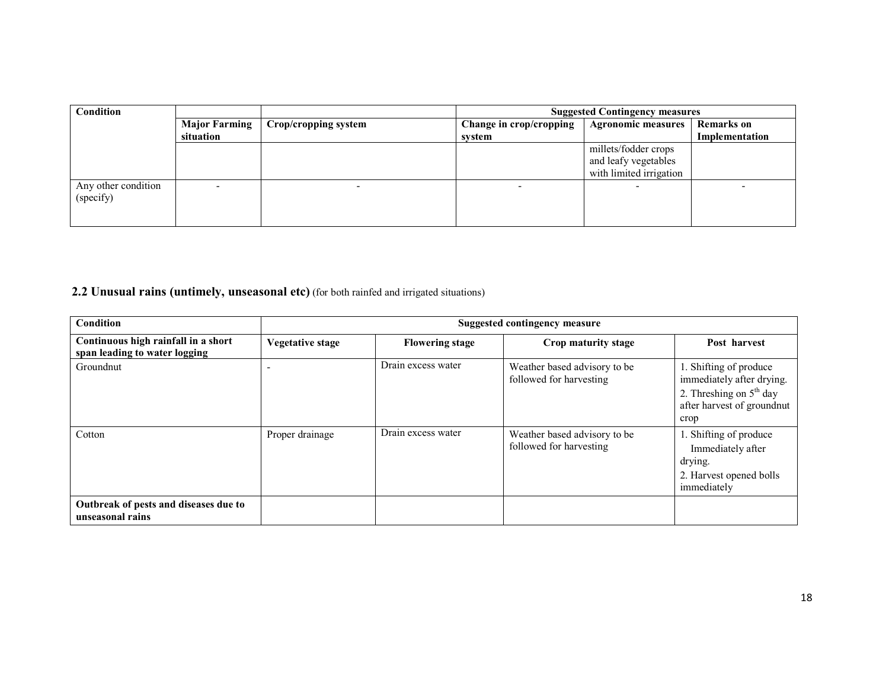| Condition | | | Suggested Contingency measures | | |
|---|---|---|---|---|---|
| | Major Farming situation | Crop/cropping system | Change in crop/cropping system | Agronomic measures | Remarks on Implementation |
| | | | | millets/fodder crops and leafy vegetables with limited irrigation | |
| Any other condition (specify) | - | - | - | - | - |

## 2.2 Unusual rains (untimely, unseasonal etc) (for both rainfed and irrigated situations)

| Condition | Suggested contingency measure | | | |
|---|---|---|---|---|
| **Continuous high rainfall in a short span leading to water logging** | **Vegetative stage** | **Flowering stage** | **Crop maturity stage** | **Post harvest** |
| Groundnut | - | Drain excess water | Weather based advisory to be followed for harvesting | 1. Shifting of produce immediately after drying. 2. Threshing on 5th day after harvest of groundnut crop |
| Cotton | Proper drainage | Drain excess water | Weather based advisory to be followed for harvesting | 1. Shifting of produce Immediately after drying. 2. Harvest opened bolls immediately |
| **Outbreak of pests and diseases due to unseasonal rains** | | | | |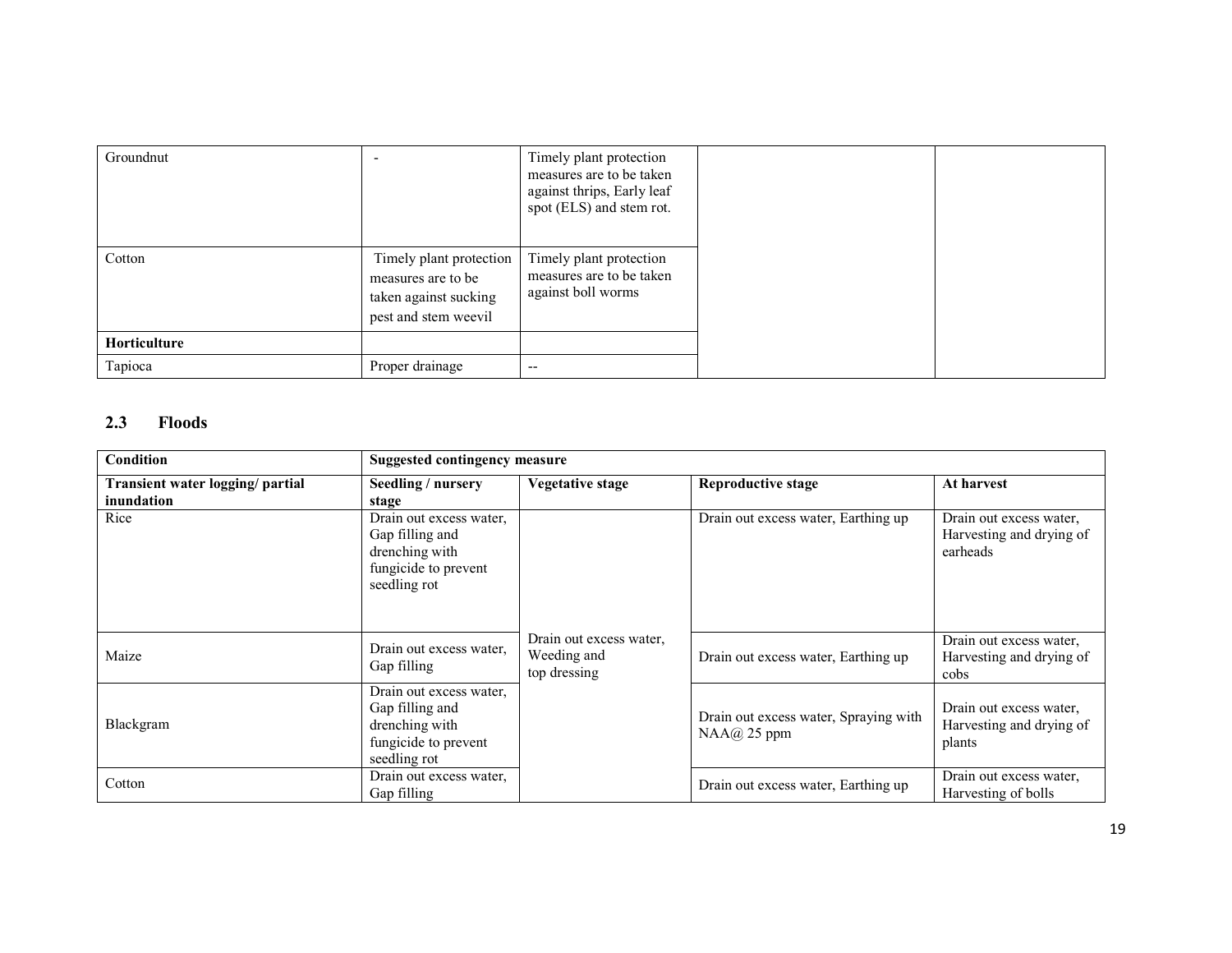| | | | | |
|---|---|---|---|---|
| Groundnut | - | Timely plant protection measures are to be taken against thrips, Early leaf spot (ELS) and stem rot. | | |
| Cotton | Timely plant protection measures are to be taken against sucking pest and stem weevil | Timely plant protection measures are to be taken against boll worms | | |
| **Horticulture** | | | | |
| Tapioca | Proper drainage | -- | | |

## 2.3 Floods

| **Condition** | **Suggested contingency measure** | | | |
|---|---|---|---|---|
| **Transient water logging/ partial inundation** | **Seedling / nursery stage** | **Vegetative stage** | **Reproductive stage** | **At harvest** |
| Rice | Drain out excess water, Gap filling and drenching with fungicide to prevent seedling rot | Drain out excess water, Weeding and top dressing | Drain out excess water, Earthing up | Drain out excess water, Harvesting and drying of earheads |
| Maize | Drain out excess water, Gap filling | | Drain out excess water, Earthing up | Drain out excess water, Harvesting and drying of cobs |
| Blackgram | Drain out excess water, Gap filling and drenching with fungicide to prevent seedling rot | | Drain out excess water, Spraying with NAA@ 25 ppm | Drain out excess water, Harvesting and drying of plants |
| Cotton | Drain out excess water, Gap filling | | Drain out excess water, Earthing up | Drain out excess water, Harvesting of bolls |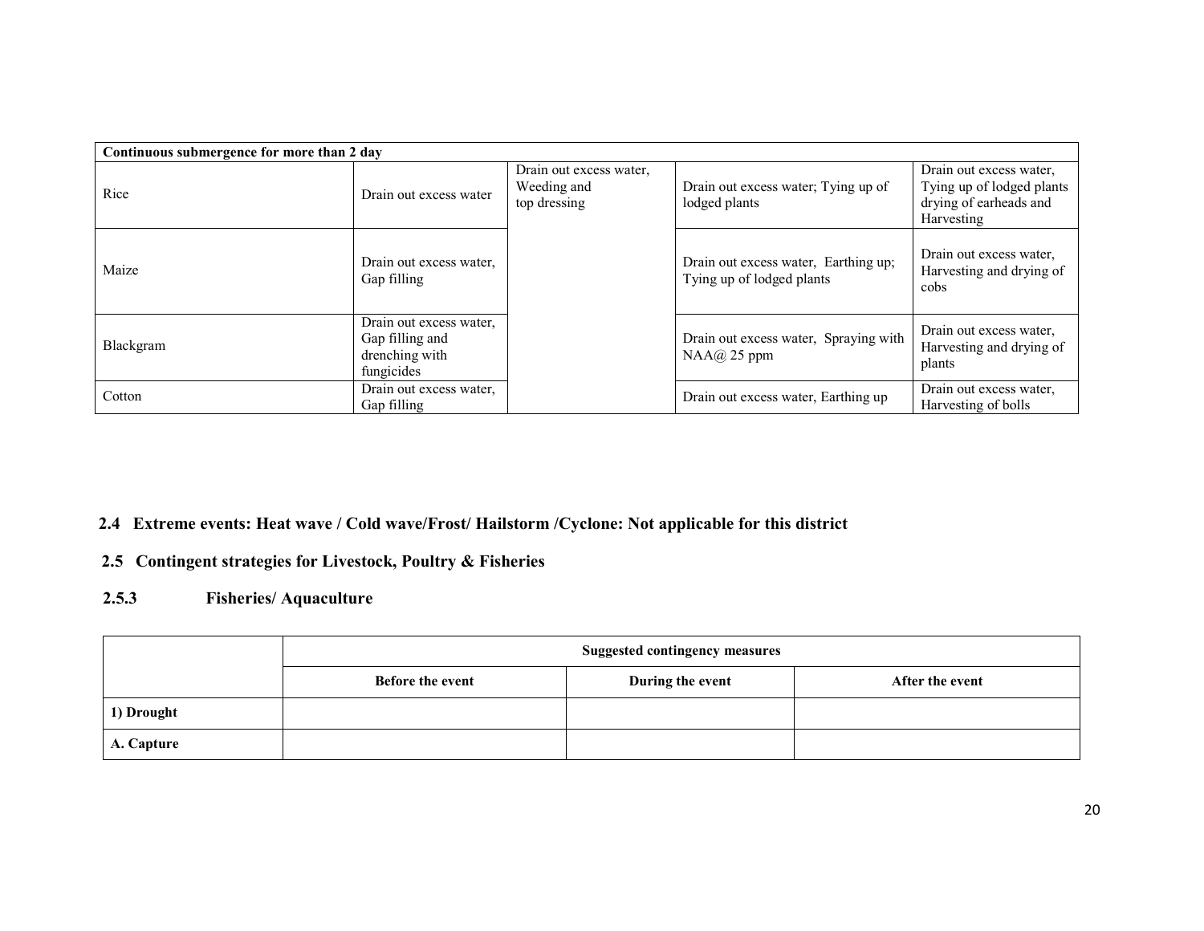| Continuous submergence for more than 2 day | | | | |
|---|---|---|---|---|
| Rice | Drain out excess water | Drain out excess water, Weeding and top dressing | Drain out excess water; Tying up of lodged plants | Drain out excess water, Tying up of lodged plants drying of earheads and Harvesting |
| Maize | Drain out excess water, Gap filling | | Drain out excess water, Earthing up; Tying up of lodged plants | Drain out excess water, Harvesting and drying of cobs |
| Blackgram | Drain out excess water, Gap filling and drenching with fungicides | | Drain out excess water, Spraying with NAA@ 25 ppm | Drain out excess water, Harvesting and drying of plants |
| Cotton | Drain out excess water, Gap filling | | Drain out excess water, Earthing up | Drain out excess water, Harvesting of bolls |

## 2.4 Extreme events: Heat wave / Cold wave/Frost/ Hailstorm /Cyclone: Not applicable for this district

## 2.5 Contingent strategies for Livestock, Poultry & Fisheries

### 2.5.3 Fisheries/ Aquaculture

| | Suggested contingency measures | | |
|---|---|---|---|
| | **Before the event** | **During the event** | **After the event** |
| **1) Drought** | | | |
| **A. Capture** | | | |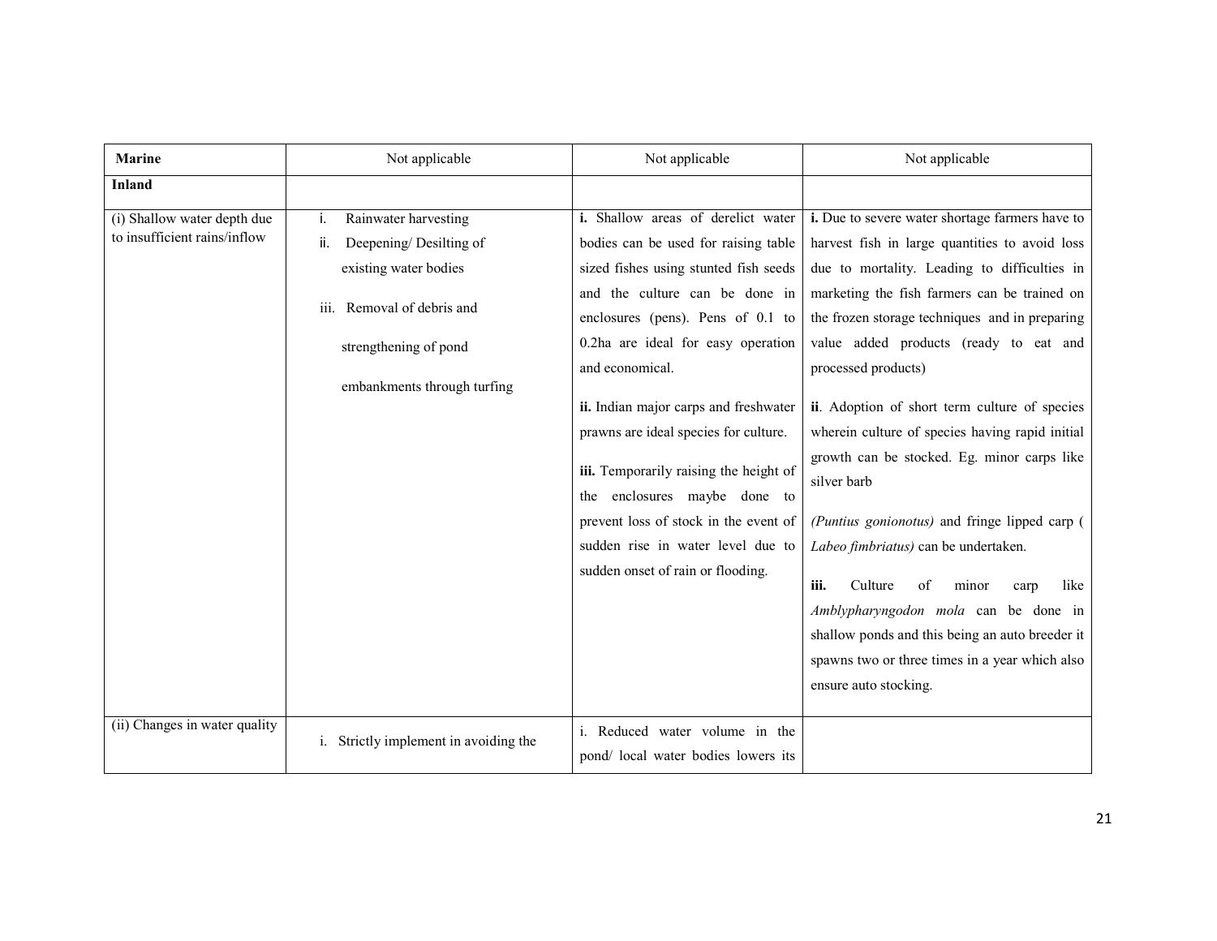| **Marine** | Not applicable | Not applicable | Not applicable |
|---|---|---|---|
| **Inland** | | | |
| (i) Shallow water depth due to insufficient rains/inflow | i. Rainwater harvesting<br>ii. Deepening/ Desilting of existing water bodies<br>iii. Removal of debris and strengthening of pond embankments through turfing | **i.** Shallow areas of derelict water bodies can be used for raising table sized fishes using stunted fish seeds and the culture can be done in enclosures (pens). Pens of 0.1 to 0.2ha are ideal for easy operation and economical.<br>**ii.** Indian major carps and freshwater prawns are ideal species for culture.<br>**iii.** Temporarily raising the height of the enclosures maybe done to prevent loss of stock in the event of sudden rise in water level due to sudden onset of rain or flooding. | **i.** Due to severe water shortage farmers have to harvest fish in large quantities to avoid loss due to mortality. Leading to difficulties in marketing the fish farmers can be trained on the frozen storage techniques and in preparing value added products (ready to eat and processed products)<br>**ii**. Adoption of short term culture of species wherein culture of species having rapid initial growth can be stocked. Eg. minor carps like silver barb *(Puntius gonionotus)* and fringe lipped carp ( *Labeo fimbriatus)* can be undertaken.<br>**iii.** Culture of minor carp like *Amblypharyngodon mola* can be done in shallow ponds and this being an auto breeder it spawns two or three times in a year which also ensure auto stocking. |
| (ii) Changes in water quality | i. Strictly implement in avoiding the | i. Reduced water volume in the pond/ local water bodies lowers its | |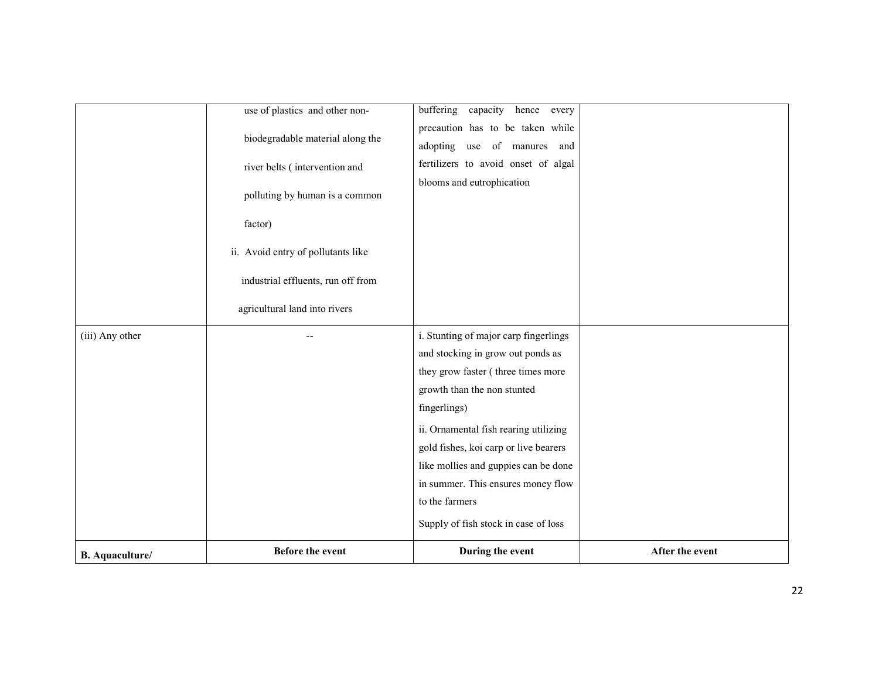| | | | |
|---|---|---|---|
| | use of plastics and other non-biodegradable material along the river belts ( intervention and polluting by human is a common factor)<br>ii. Avoid entry of pollutants like industrial effluents, run off from agricultural land into rivers | buffering capacity hence every precaution has to be taken while adopting use of manures and fertilizers to avoid onset of algal blooms and eutrophication | |
| (iii) Any other | -- | i. Stunting of major carp fingerlings and stocking in grow out ponds as they grow faster ( three times more growth than the non stunted fingerlings)<br>ii. Ornamental fish rearing utilizing gold fishes, koi carp or live bearers like mollies and guppies can be done in summer. This ensures money flow to the farmers<br>Supply of fish stock in case of loss | |
| **B. Aquaculture/** | **Before the event** | **During the event** | **After the event** |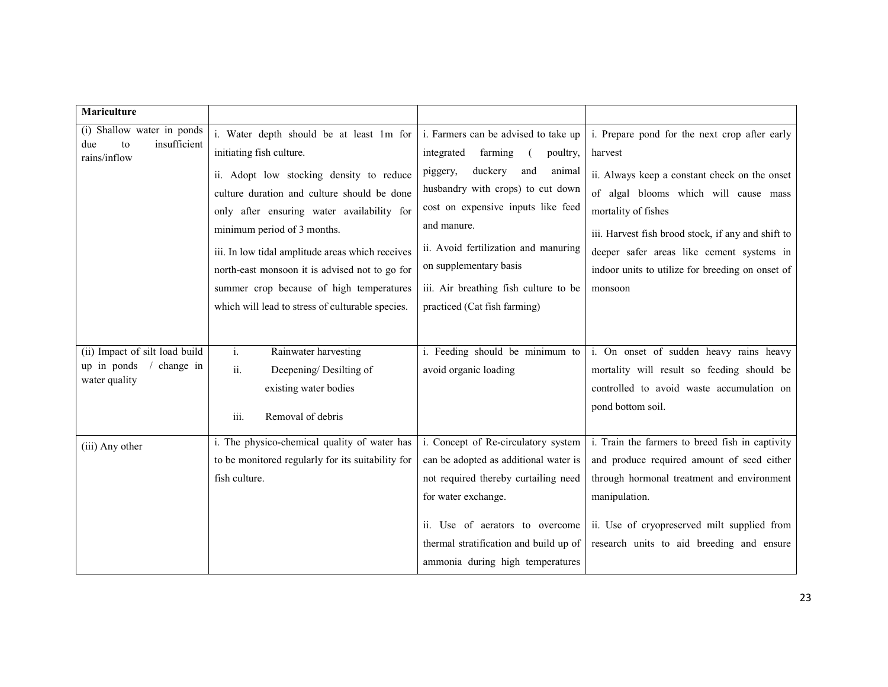| **Mariculture** | | | |
|---|---|---|---|
| (i) Shallow water in ponds due to insufficient rains/inflow | i. Water depth should be at least 1m for initiating fish culture.<br><br>ii. Adopt low stocking density to reduce culture duration and culture should be done only after ensuring water availability for minimum period of 3 months.<br><br>iii. In low tidal amplitude areas which receives north-east monsoon it is advised not to go for summer crop because of high temperatures which will lead to stress of culturable species. | i. Farmers can be advised to take up integrated farming ( poultry, piggery, duckery and animal husbandry with crops) to cut down cost on expensive inputs like feed and manure.<br><br>ii. Avoid fertilization and manuring on supplementary basis<br><br>iii. Air breathing fish culture to be practiced (Cat fish farming) | i. Prepare pond for the next crop after early harvest<br><br>ii. Always keep a constant check on the onset of algal blooms which will cause mass mortality of fishes<br><br>iii. Harvest fish brood stock, if any and shift to deeper safer areas like cement systems in indoor units to utilize for breeding on onset of monsoon |
| (ii) Impact of silt load build up in ponds / change in water quality | i. Rainwater harvesting<br>ii. Deepening/ Desilting of existing water bodies<br>iii. Removal of debris | i. Feeding should be minimum to avoid organic loading | i. On onset of sudden heavy rains heavy mortality will result so feeding should be controlled to avoid waste accumulation on pond bottom soil. |
| (iii) Any other | i. The physico-chemical quality of water has to be monitored regularly for its suitability for fish culture. | i. Concept of Re-circulatory system can be adopted as additional water is not required thereby curtailing need for water exchange.<br><br>ii. Use of aerators to overcome thermal stratification and build up of ammonia during high temperatures | i. Train the farmers to breed fish in captivity and produce required amount of seed either through hormonal treatment and environment manipulation.<br><br>ii. Use of cryopreserved milt supplied from research units to aid breeding and ensure |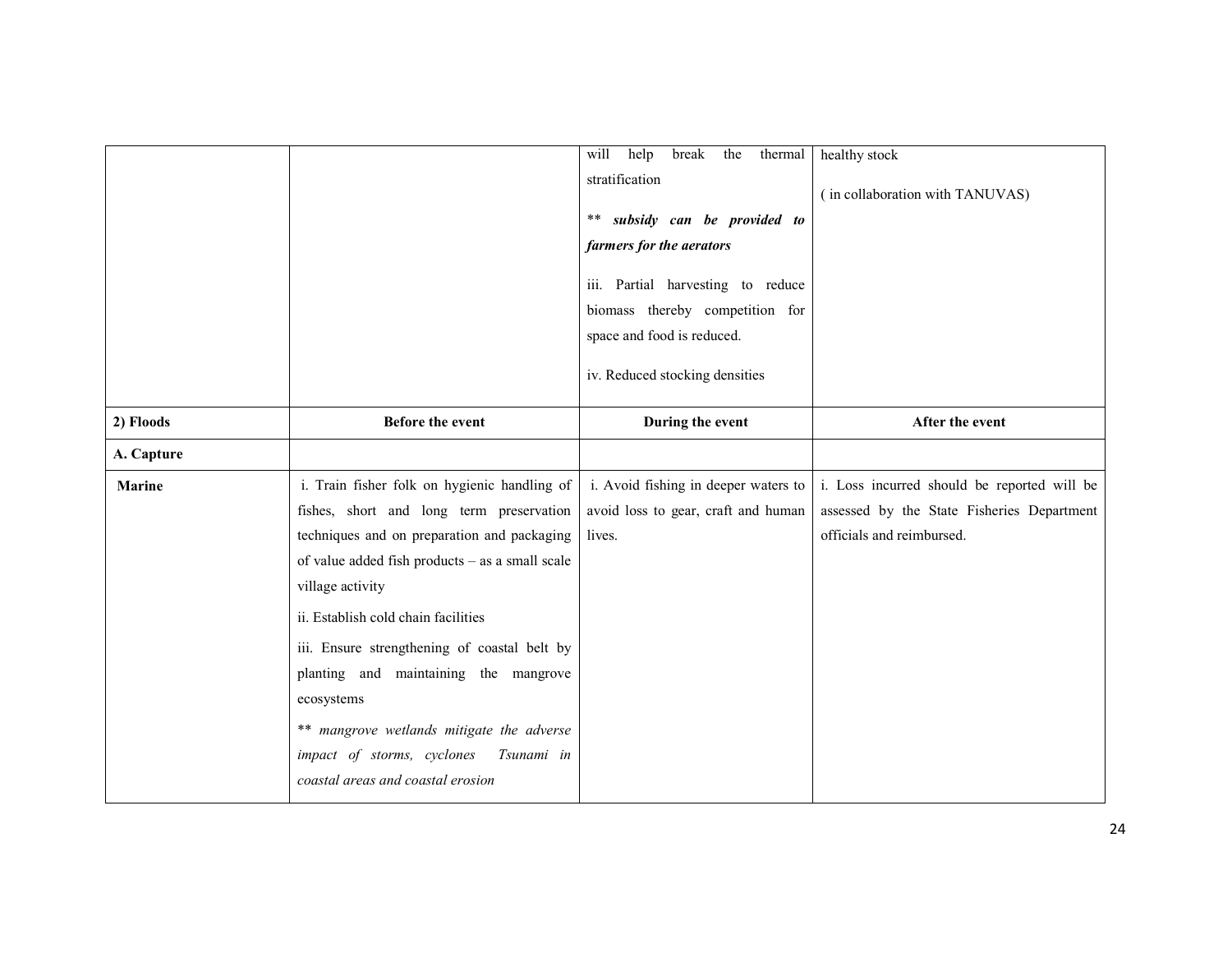| | | | |
|---|---|---|---|
| | | will help break the thermal stratification<br><br>** ***subsidy can be provided to farmers for the aerators***<br><br>iii. Partial harvesting to reduce biomass thereby competition for space and food is reduced.<br><br>iv. Reduced stocking densities | healthy stock<br><br>( in collaboration with TANUVAS) |
| **2) Floods** | **Before the event** | **During the event** | **After the event** |
| **A. Capture** | | | |
| **Marine** | i. Train fisher folk on hygienic handling of fishes, short and long term preservation techniques and on preparation and packaging of value added fish products – as a small scale village activity<br><br>ii. Establish cold chain facilities<br><br>iii. Ensure strengthening of coastal belt by planting and maintaining the mangrove ecosystems<br><br>** *mangrove wetlands mitigate the adverse impact of storms, cyclones Tsunami in coastal areas and coastal erosion* | i. Avoid fishing in deeper waters to avoid loss to gear, craft and human lives. | i. Loss incurred should be reported will be assessed by the State Fisheries Department officials and reimbursed. |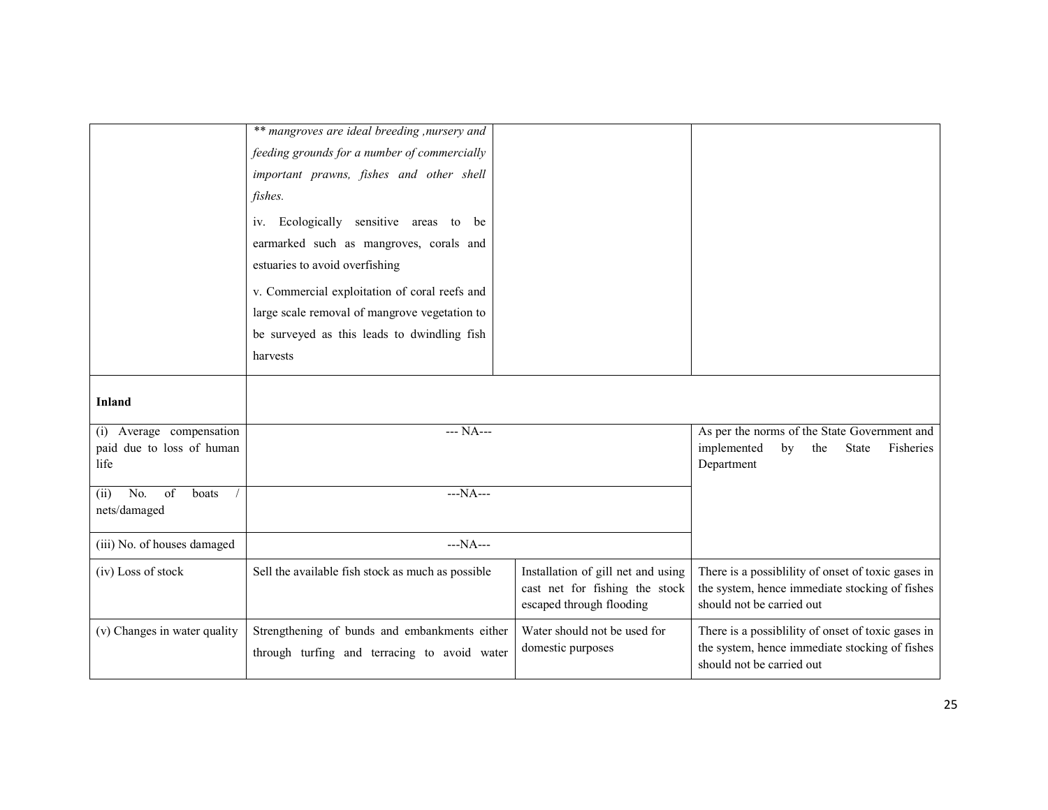| | | | |
|---|---|---|---|
| | *** mangroves are ideal breeding ,nursery and feeding grounds for a number of commercially important prawns, fishes and other shell fishes.*<br><br>iv. Ecologically sensitive areas to be earmarked such as mangroves, corals and estuaries to avoid overfishing<br><br>v. Commercial exploitation of coral reefs and large scale removal of mangrove vegetation to be surveyed as this leads to dwindling fish harvests | | |
| **Inland** | | | |
| (i) Average compensation paid due to loss of human life | --- NA--- | | As per the norms of the State Government and implemented by the State Fisheries Department |
| (ii) No. of boats / nets/damaged | ---NA--- | | |
| (iii) No. of houses damaged | ---NA--- | | |
| (iv) Loss of stock | Sell the available fish stock as much as possible | Installation of gill net and using cast net for fishing the stock escaped through flooding | There is a possiblility of onset of toxic gases in the system, hence immediate stocking of fishes should not be carried out |
| (v) Changes in water quality | Strengthening of bunds and embankments either through turfing and terracing to avoid water | Water should not be used for domestic purposes | There is a possiblility of onset of toxic gases in the system, hence immediate stocking of fishes should not be carried out |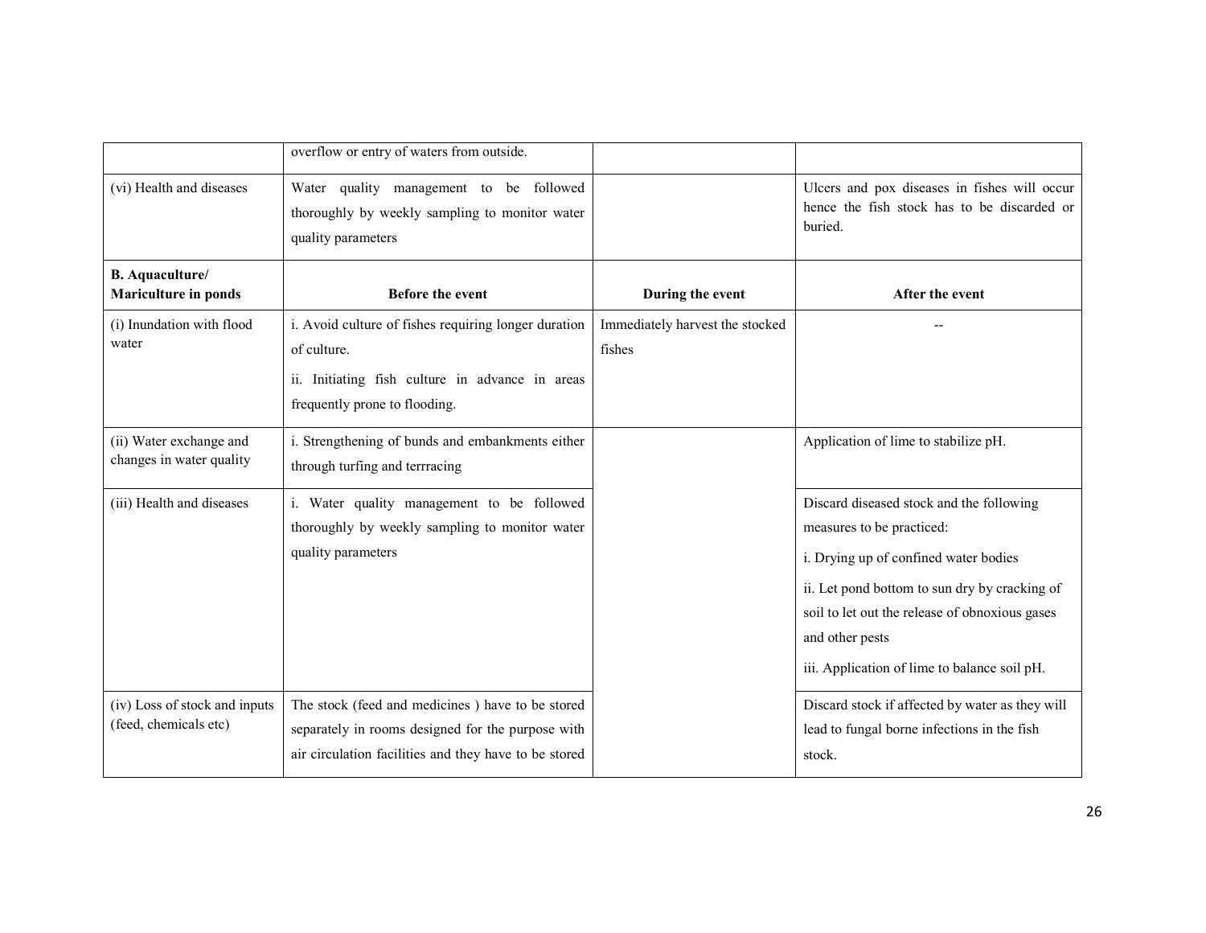| | overflow or entry of waters from outside. | | |
|---|---|---|---|
| (vi) Health and diseases | Water quality management to be followed thoroughly by weekly sampling to monitor water quality parameters | | Ulcers and pox diseases in fishes will occur hence the fish stock has to be discarded or buried. |
| **B. Aquaculture/ Mariculture in ponds** | **Before the event** | **During the event** | **After the event** |
| (i) Inundation with flood water | i. Avoid culture of fishes requiring longer duration of culture.<br>ii. Initiating fish culture in advance in areas frequently prone to flooding. | Immediately harvest the stocked fishes | -- |
| (ii) Water exchange and changes in water quality | i. Strengthening of bunds and embankments either through turfing and terrracing | | Application of lime to stabilize pH. |
| (iii) Health and diseases | i. Water quality management to be followed thoroughly by weekly sampling to monitor water quality parameters | | Discard diseased stock and the following measures to be practiced:<br>i. Drying up of confined water bodies<br>ii. Let pond bottom to sun dry by cracking of soil to let out the release of obnoxious gases and other pests<br>iii. Application of lime to balance soil pH. |
| (iv) Loss of stock and inputs (feed, chemicals etc) | The stock (feed and medicines ) have to be stored separately in rooms designed for the purpose with air circulation facilities and they have to be stored | | Discard stock if affected by water as they will lead to fungal borne infections in the fish stock. |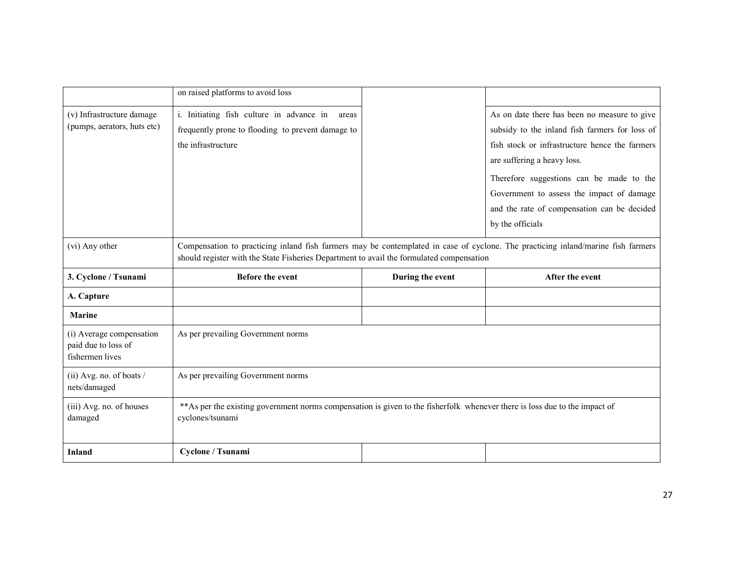| | | | |
|---|---|---|---|
| | on raised platforms to avoid loss | | |
| (v) Infrastructure damage (pumps, aerators, huts etc) | i. Initiating fish culture in advance in areas frequently prone to flooding to prevent damage to the infrastructure | | As on date there has been no measure to give subsidy to the inland fish farmers for loss of fish stock or infrastructure hence the farmers are suffering a heavy loss.<br>Therefore suggestions can be made to the Government to assess the impact of damage and the rate of compensation can be decided by the officials |
| (vi) Any other | Compensation to practicing inland fish farmers may be contemplated in case of cyclone. The practicing inland/marine fish farmers should register with the State Fisheries Department to avail the formulated compensation | | |
| **3. Cyclone / Tsunami** | **Before the event** | **During the event** | **After the event** |
| **A. Capture** | | | |
| **Marine** | | | |
| (i) Average compensation paid due to loss of fishermen lives | As per prevailing Government norms | | |
| (ii) Avg. no. of boats / nets/damaged | As per prevailing Government norms | | |
| (iii) Avg. no. of houses damaged | **As per the existing government norms compensation is given to the fisherfolk whenever there is loss due to the impact of cyclones/tsunami | | |
| **Inland** | **Cyclone / Tsunami** | | |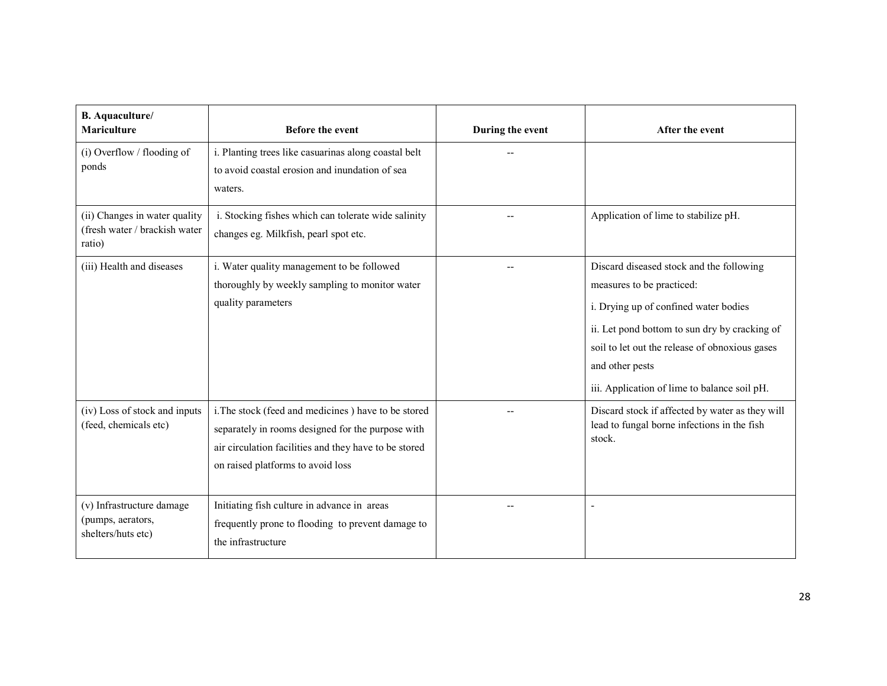| **B. Aquaculture/ Mariculture** | **Before the event** | **During the event** | **After the event** |
|---|---|---|---|
| (i) Overflow / flooding of ponds | i. Planting trees like casuarinas along coastal belt to avoid coastal erosion and inundation of sea waters. | -- | |
| (ii) Changes in water quality (fresh water / brackish water ratio) | i. Stocking fishes which can tolerate wide salinity changes eg. Milkfish, pearl spot etc. | -- | Application of lime to stabilize pH. |
| (iii) Health and diseases | i. Water quality management to be followed thoroughly by weekly sampling to monitor water quality parameters | -- | Discard diseased stock and the following measures to be practiced:<br>i. Drying up of confined water bodies<br>ii. Let pond bottom to sun dry by cracking of soil to let out the release of obnoxious gases and other pests<br>iii. Application of lime to balance soil pH. |
| (iv) Loss of stock and inputs (feed, chemicals etc) | i.The stock (feed and medicines ) have to be stored separately in rooms designed for the purpose with air circulation facilities and they have to be stored on raised platforms to avoid loss | -- | Discard stock if affected by water as they will lead to fungal borne infections in the fish stock. |
| (v) Infrastructure damage (pumps, aerators, shelters/huts etc) | Initiating fish culture in advance in areas frequently prone to flooding to prevent damage to the infrastructure | -- | - |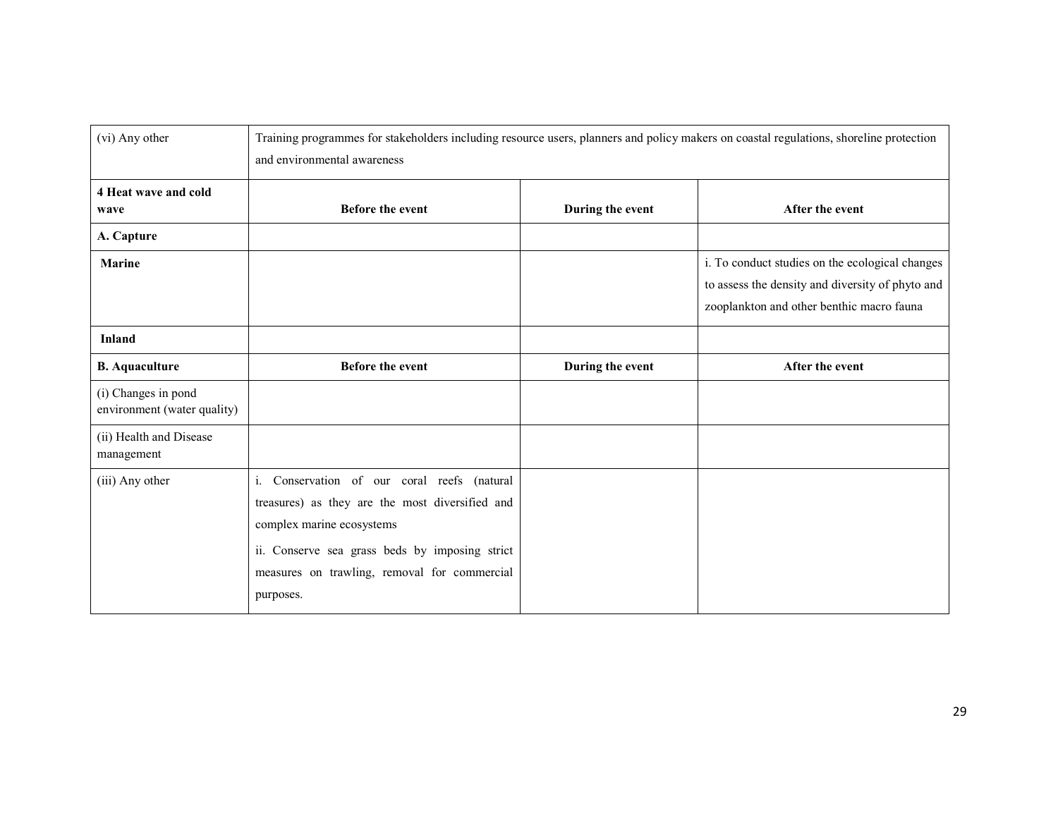| | | | |
|---|---|---|---|
| (vi) Any other | Training programmes for stakeholders including resource users, planners and policy makers on coastal regulations, shoreline protection and environmental awareness | | |
| **4 Heat wave and cold wave** | **Before the event** | **During the event** | **After the event** |
| **A. Capture** | | | |
| **Marine** | | | i. To conduct studies on the ecological changes to assess the density and diversity of phyto and zooplankton and other benthic macro fauna |
| **Inland** | | | |
| **B. Aquaculture** | **Before the event** | **During the event** | **After the event** |
| (i) Changes in pond environment (water quality) | | | |
| (ii) Health and Disease management | | | |
| (iii) Any other | i. Conservation of our coral reefs (natural treasures) as they are the most diversified and complex marine ecosystems<br>ii. Conserve sea grass beds by imposing strict measures on trawling, removal for commercial purposes. | | |